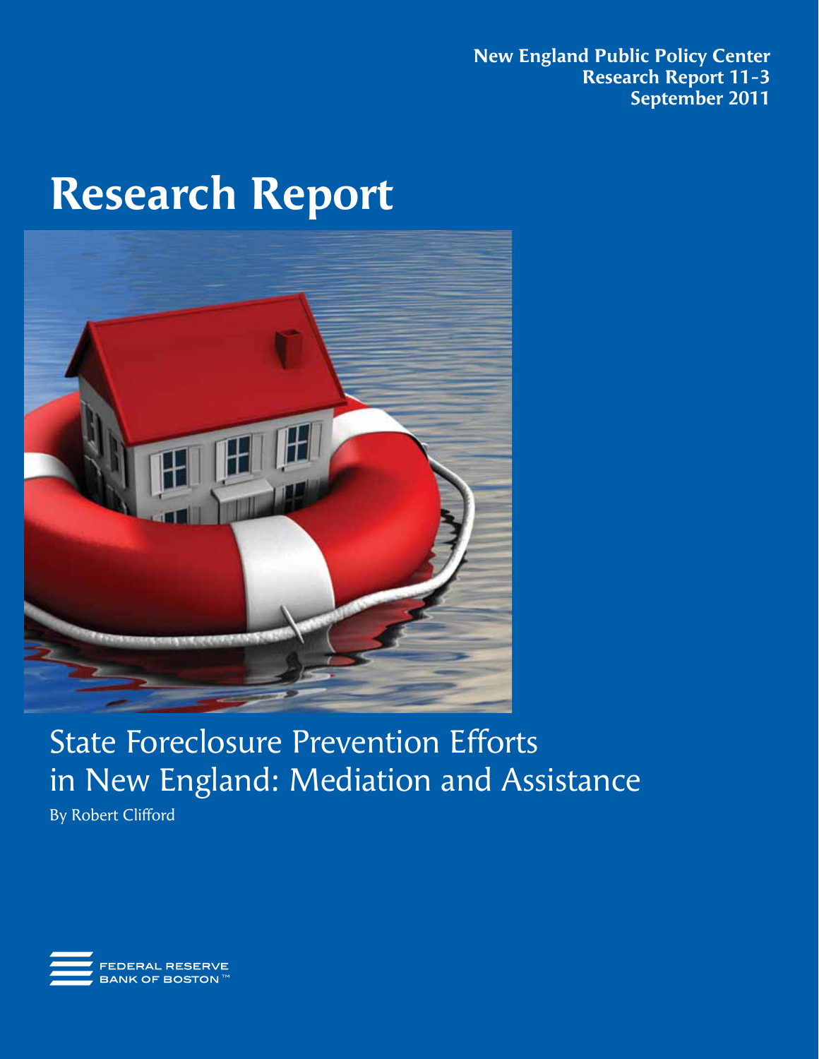**New England Public Policy Center**
**Research Report 11-3**
**September 2011**

# Research Report

## State Foreclosure Prevention Efforts in New England: Mediation and Assistance

By Robert Clifford

FEDERAL RESERVE BANK OF BOSTON™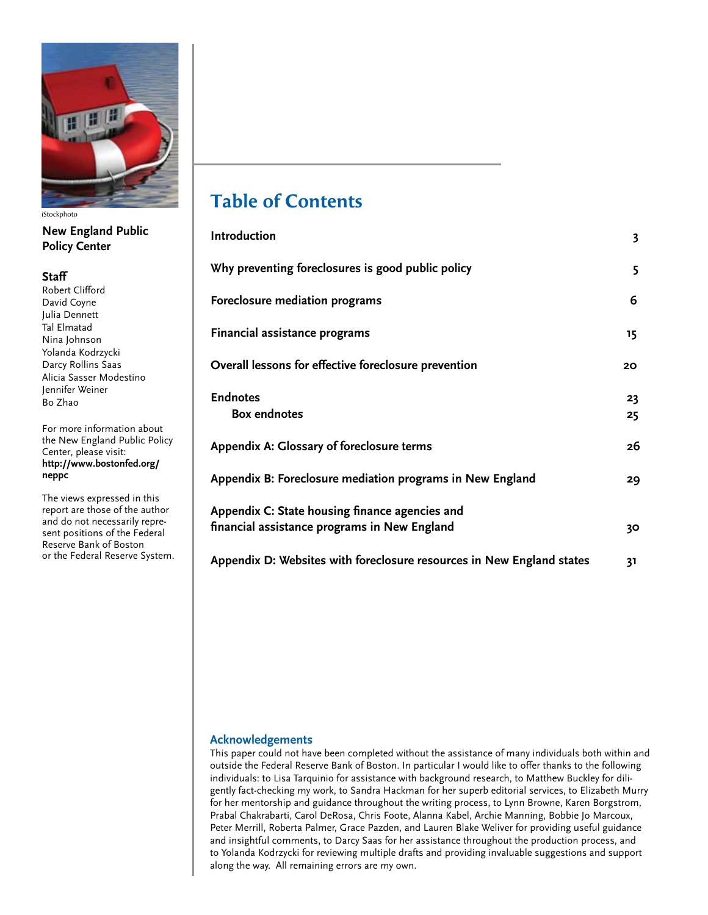iStockphoto

**New England Public Policy Center**

**Staff**
Robert Clifford
David Coyne
Julia Dennett
Tal Elmatad
Nina Johnson
Yolanda Kodrzycki
Darcy Rollins Saas
Alicia Sasser Modestino
Jennifer Weiner
Bo Zhao

For more information about the New England Public Policy Center, please visit: **http://www.bostonfed.org/neppc**

The views expressed in this report are those of the author and do not necessarily represent positions of the Federal Reserve Bank of Boston or the Federal Reserve System.

# Table of Contents

| | |
|---|---|
| **Introduction** | 3 |
| **Why preventing foreclosures is good public policy** | 5 |
| **Foreclosure mediation programs** | 6 |
| **Financial assistance programs** | 15 |
| **Overall lessons for effective foreclosure prevention** | 20 |
| **Endnotes** | 23 |
| **Box endnotes** | 25 |
| **Appendix A: Glossary of foreclosure terms** | 26 |
| **Appendix B: Foreclosure mediation programs in New England** | 29 |
| **Appendix C: State housing finance agencies and financial assistance programs in New England** | 30 |
| **Appendix D: Websites with foreclosure resources in New England states** | 31 |

## Acknowledgements

This paper could not have been completed without the assistance of many individuals both within and outside the Federal Reserve Bank of Boston. In particular I would like to offer thanks to the following individuals: to Lisa Tarquinio for assistance with background research, to Matthew Buckley for diligently fact-checking my work, to Sandra Hackman for her superb editorial services, to Elizabeth Murry for her mentorship and guidance throughout the writing process, to Lynn Browne, Karen Borgstrom, Prabal Chakrabarti, Carol DeRosa, Chris Foote, Alanna Kabel, Archie Manning, Bobbie Jo Marcoux, Peter Merrill, Roberta Palmer, Grace Pazden, and Lauren Blake Weliver for providing useful guidance and insightful comments, to Darcy Saas for her assistance throughout the production process, and to Yolanda Kodrzycki for reviewing multiple drafts and providing invaluable suggestions and support along the way. All remaining errors are my own.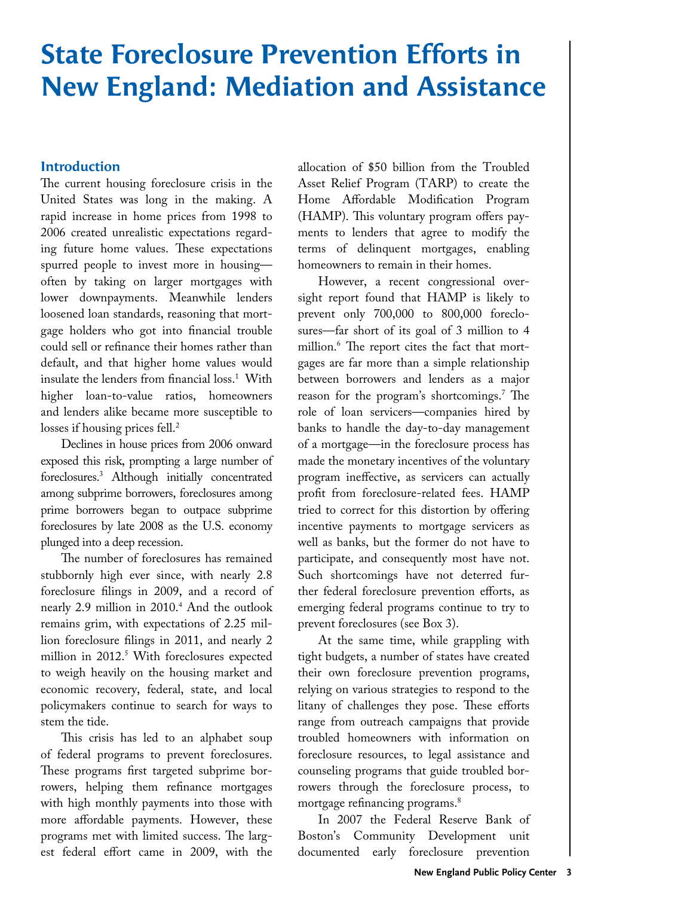# State Foreclosure Prevention Efforts in New England: Mediation and Assistance

## Introduction

The current housing foreclosure crisis in the United States was long in the making. A rapid increase in home prices from 1998 to 2006 created unrealistic expectations regarding future home values. These expectations spurred people to invest more in housing—often by taking on larger mortgages with lower downpayments. Meanwhile lenders loosened loan standards, reasoning that mortgage holders who got into financial trouble could sell or refinance their homes rather than default, and that higher home values would insulate the lenders from financial loss.[1] With higher loan-to-value ratios, homeowners and lenders alike became more susceptible to losses if housing prices fell.[2]

Declines in house prices from 2006 onward exposed this risk, prompting a large number of foreclosures.[3] Although initially concentrated among subprime borrowers, foreclosures among prime borrowers began to outpace subprime foreclosures by late 2008 as the U.S. economy plunged into a deep recession.

The number of foreclosures has remained stubbornly high ever since, with nearly 2.8 foreclosure filings in 2009, and a record of nearly 2.9 million in 2010.[4] And the outlook remains grim, with expectations of 2.25 million foreclosure filings in 2011, and nearly 2 million in 2012.[5] With foreclosures expected to weigh heavily on the housing market and economic recovery, federal, state, and local policymakers continue to search for ways to stem the tide.

This crisis has led to an alphabet soup of federal programs to prevent foreclosures. These programs first targeted subprime borrowers, helping them refinance mortgages with high monthly payments into those with more affordable payments. However, these programs met with limited success. The largest federal effort came in 2009, with the allocation of $50 billion from the Troubled Asset Relief Program (TARP) to create the Home Affordable Modification Program (HAMP). This voluntary program offers payments to lenders that agree to modify the terms of delinquent mortgages, enabling homeowners to remain in their homes.

However, a recent congressional oversight report found that HAMP is likely to prevent only 700,000 to 800,000 foreclosures—far short of its goal of 3 million to 4 million.[6] The report cites the fact that mortgages are far more than a simple relationship between borrowers and lenders as a major reason for the program's shortcomings.[7] The role of loan servicers—companies hired by banks to handle the day-to-day management of a mortgage—in the foreclosure process has made the monetary incentives of the voluntary program ineffective, as servicers can actually profit from foreclosure-related fees. HAMP tried to correct for this distortion by offering incentive payments to mortgage servicers as well as banks, but the former do not have to participate, and consequently most have not. Such shortcomings have not deterred further federal foreclosure prevention efforts, as emerging federal programs continue to try to prevent foreclosures (see Box 3).

At the same time, while grappling with tight budgets, a number of states have created their own foreclosure prevention programs, relying on various strategies to respond to the litany of challenges they pose. These efforts range from outreach campaigns that provide troubled homeowners with information on foreclosure resources, to legal assistance and counseling programs that guide troubled borrowers through the foreclosure process, to mortgage refinancing programs.[8]

In 2007 the Federal Reserve Bank of Boston's Community Development unit documented early foreclosure prevention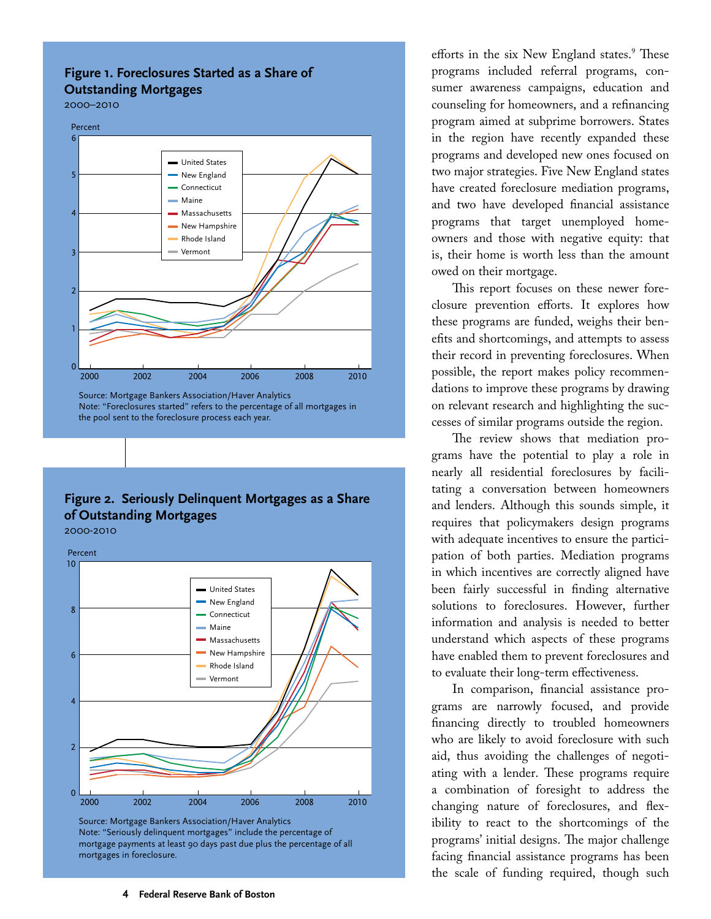**Figure 1. Foreclosures Started as a Share of Outstanding Mortgages**
2000–2010

Source: Mortgage Bankers Association/Haver Analytics
Note: "Foreclosures started" refers to the percentage of all mortgages in the pool sent to the foreclosure process each year.

**Figure 2. Seriously Delinquent Mortgages as a Share of Outstanding Mortgages**
2000-2010

Source: Mortgage Bankers Association/Haver Analytics
Note: "Seriously delinquent mortgages" include the percentage of mortgage payments at least 90 days past due plus the percentage of all mortgages in foreclosure.

efforts in the six New England states.[9] These programs included referral programs, consumer awareness campaigns, education and counseling for homeowners, and a refinancing program aimed at subprime borrowers. States in the region have recently expanded these programs and developed new ones focused on two major strategies. Five New England states have created foreclosure mediation programs, and two have developed financial assistance programs that target unemployed homeowners and those with negative equity: that is, their home is worth less than the amount owed on their mortgage.

This report focuses on these newer foreclosure prevention efforts. It explores how these programs are funded, weighs their benefits and shortcomings, and attempts to assess their record in preventing foreclosures. When possible, the report makes policy recommendations to improve these programs by drawing on relevant research and highlighting the successes of similar programs outside the region.

The review shows that mediation programs have the potential to play a role in nearly all residential foreclosures by facilitating a conversation between homeowners and lenders. Although this sounds simple, it requires that policymakers design programs with adequate incentives to ensure the participation of both parties. Mediation programs in which incentives are correctly aligned have been fairly successful in finding alternative solutions to foreclosures. However, further information and analysis is needed to better understand which aspects of these programs have enabled them to prevent foreclosures and to evaluate their long-term effectiveness.

In comparison, financial assistance programs are narrowly focused, and provide financing directly to troubled homeowners who are likely to avoid foreclosure with such aid, thus avoiding the challenges of negotiating with a lender. These programs require a combination of foresight to address the changing nature of foreclosures, and flexibility to react to the shortcomings of the programs' initial designs. The major challenge facing financial assistance programs has been the scale of funding required, though such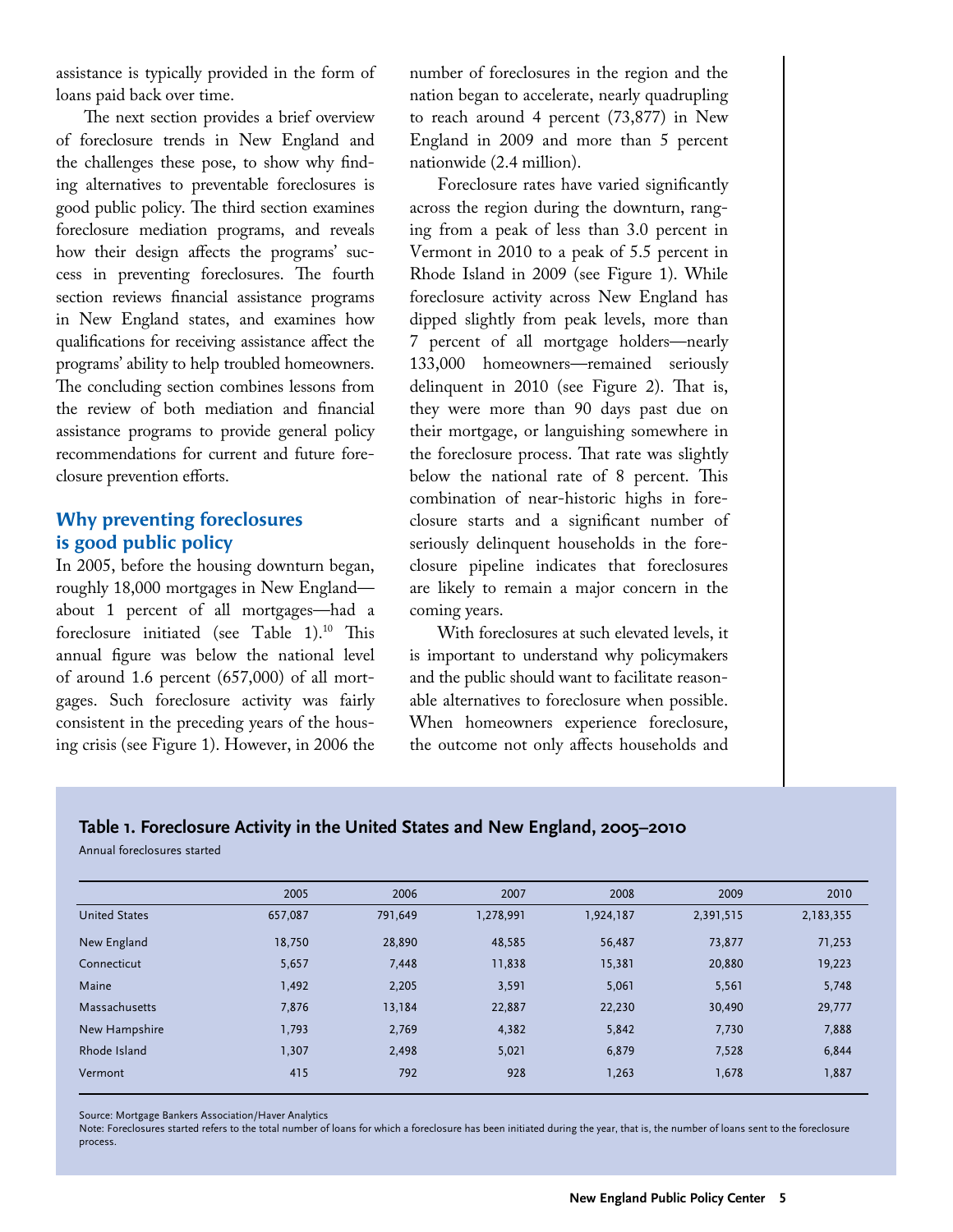assistance is typically provided in the form of loans paid back over time.

The next section provides a brief overview of foreclosure trends in New England and the challenges these pose, to show why finding alternatives to preventable foreclosures is good public policy. The third section examines foreclosure mediation programs, and reveals how their design affects the programs' success in preventing foreclosures. The fourth section reviews financial assistance programs in New England states, and examines how qualifications for receiving assistance affect the programs' ability to help troubled homeowners. The concluding section combines lessons from the review of both mediation and financial assistance programs to provide general policy recommendations for current and future foreclosure prevention efforts.

## Why preventing foreclosures is good public policy

In 2005, before the housing downturn began, roughly 18,000 mortgages in New England—about 1 percent of all mortgages—had a foreclosure initiated (see Table 1).[10] This annual figure was below the national level of around 1.6 percent (657,000) of all mortgages. Such foreclosure activity was fairly consistent in the preceding years of the housing crisis (see Figure 1). However, in 2006 the number of foreclosures in the region and the nation began to accelerate, nearly quadrupling to reach around 4 percent (73,877) in New England in 2009 and more than 5 percent nationwide (2.4 million).

Foreclosure rates have varied significantly across the region during the downturn, ranging from a peak of less than 3.0 percent in Vermont in 2010 to a peak of 5.5 percent in Rhode Island in 2009 (see Figure 1). While foreclosure activity across New England has dipped slightly from peak levels, more than 7 percent of all mortgage holders—nearly 133,000 homeowners—remained seriously delinquent in 2010 (see Figure 2). That is, they were more than 90 days past due on their mortgage, or languishing somewhere in the foreclosure process. That rate was slightly below the national rate of 8 percent. This combination of near-historic highs in foreclosure starts and a significant number of seriously delinquent households in the foreclosure pipeline indicates that foreclosures are likely to remain a major concern in the coming years.

With foreclosures at such elevated levels, it is important to understand why policymakers and the public should want to facilitate reasonable alternatives to foreclosure when possible. When homeowners experience foreclosure, the outcome not only affects households and

**Table 1. Foreclosure Activity in the United States and New England, 2005–2010**

Annual foreclosures started

| | 2005 | 2006 | 2007 | 2008 | 2009 | 2010 |
|---|---|---|---|---|---|---|
| United States | 657,087 | 791,649 | 1,278,991 | 1,924,187 | 2,391,515 | 2,183,355 |
| New England | 18,750 | 28,890 | 48,585 | 56,487 | 73,877 | 71,253 |
| Connecticut | 5,657 | 7,448 | 11,838 | 15,381 | 20,880 | 19,223 |
| Maine | 1,492 | 2,205 | 3,591 | 5,061 | 5,561 | 5,748 |
| Massachusetts | 7,876 | 13,184 | 22,887 | 22,230 | 30,490 | 29,777 |
| New Hampshire | 1,793 | 2,769 | 4,382 | 5,842 | 7,730 | 7,888 |
| Rhode Island | 1,307 | 2,498 | 5,021 | 6,879 | 7,528 | 6,844 |
| Vermont | 415 | 792 | 928 | 1,263 | 1,678 | 1,887 |

Source: Mortgage Bankers Association/Haver Analytics

Note: Foreclosures started refers to the total number of loans for which a foreclosure has been initiated during the year, that is, the number of loans sent to the foreclosure process.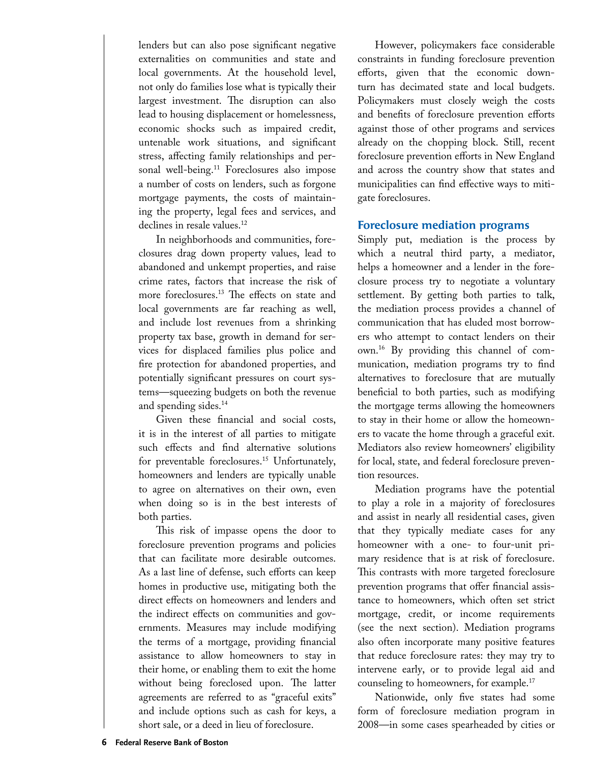lenders but can also pose significant negative externalities on communities and state and local governments. At the household level, not only do families lose what is typically their largest investment. The disruption can also lead to housing displacement or homelessness, economic shocks such as impaired credit, untenable work situations, and significant stress, affecting family relationships and personal well-being.[11] Foreclosures also impose a number of costs on lenders, such as forgone mortgage payments, the costs of maintaining the property, legal fees and services, and declines in resale values.[12]

In neighborhoods and communities, foreclosures drag down property values, lead to abandoned and unkempt properties, and raise crime rates, factors that increase the risk of more foreclosures.[13] The effects on state and local governments are far reaching as well, and include lost revenues from a shrinking property tax base, growth in demand for services for displaced families plus police and fire protection for abandoned properties, and potentially significant pressures on court systems—squeezing budgets on both the revenue and spending sides.[14]

Given these financial and social costs, it is in the interest of all parties to mitigate such effects and find alternative solutions for preventable foreclosures.[15] Unfortunately, homeowners and lenders are typically unable to agree on alternatives on their own, even when doing so is in the best interests of both parties.

This risk of impasse opens the door to foreclosure prevention programs and policies that can facilitate more desirable outcomes. As a last line of defense, such efforts can keep homes in productive use, mitigating both the direct effects on homeowners and lenders and the indirect effects on communities and governments. Measures may include modifying the terms of a mortgage, providing financial assistance to allow homeowners to stay in their home, or enabling them to exit the home without being foreclosed upon. The latter agreements are referred to as "graceful exits" and include options such as cash for keys, a short sale, or a deed in lieu of foreclosure.

However, policymakers face considerable constraints in funding foreclosure prevention efforts, given that the economic downturn has decimated state and local budgets. Policymakers must closely weigh the costs and benefits of foreclosure prevention efforts against those of other programs and services already on the chopping block. Still, recent foreclosure prevention efforts in New England and across the country show that states and municipalities can find effective ways to mitigate foreclosures.

## Foreclosure mediation programs

Simply put, mediation is the process by which a neutral third party, a mediator, helps a homeowner and a lender in the foreclosure process try to negotiate a voluntary settlement. By getting both parties to talk, the mediation process provides a channel of communication that has eluded most borrowers who attempt to contact lenders on their own.[16] By providing this channel of communication, mediation programs try to find alternatives to foreclosure that are mutually beneficial to both parties, such as modifying the mortgage terms allowing the homeowners to stay in their home or allow the homeowners to vacate the home through a graceful exit. Mediators also review homeowners' eligibility for local, state, and federal foreclosure prevention resources.

Mediation programs have the potential to play a role in a majority of foreclosures and assist in nearly all residential cases, given that they typically mediate cases for any homeowner with a one- to four-unit primary residence that is at risk of foreclosure. This contrasts with more targeted foreclosure prevention programs that offer financial assistance to homeowners, which often set strict mortgage, credit, or income requirements (see the next section). Mediation programs also often incorporate many positive features that reduce foreclosure rates: they may try to intervene early, or to provide legal aid and counseling to homeowners, for example.[17]

Nationwide, only five states had some form of foreclosure mediation program in 2008—in some cases spearheaded by cities or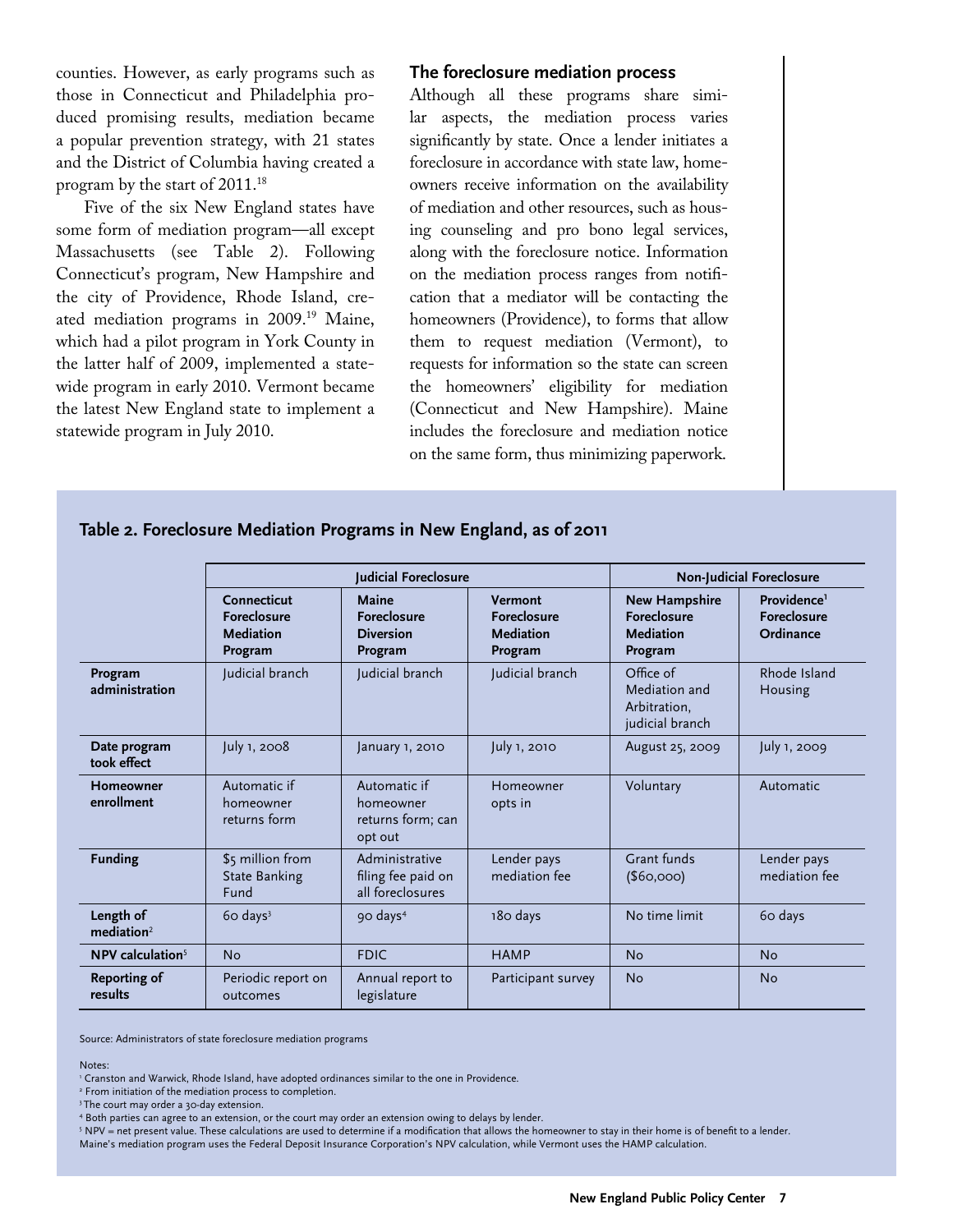counties. However, as early programs such as those in Connecticut and Philadelphia produced promising results, mediation became a popular prevention strategy, with 21 states and the District of Columbia having created a program by the start of 2011.[18]

Five of the six New England states have some form of mediation program—all except Massachusetts (see Table 2). Following Connecticut's program, New Hampshire and the city of Providence, Rhode Island, created mediation programs in 2009.[19] Maine, which had a pilot program in York County in the latter half of 2009, implemented a statewide program in early 2010. Vermont became the latest New England state to implement a statewide program in July 2010.

## The foreclosure mediation process

Although all these programs share similar aspects, the mediation process varies significantly by state. Once a lender initiates a foreclosure in accordance with state law, homeowners receive information on the availability of mediation and other resources, such as housing counseling and pro bono legal services, along with the foreclosure notice. Information on the mediation process ranges from notification that a mediator will be contacting the homeowners (Providence), to forms that allow them to request mediation (Vermont), to requests for information so the state can screen the homeowners' eligibility for mediation (Connecticut and New Hampshire). Maine includes the foreclosure and mediation notice on the same form, thus minimizing paperwork.

### Table 2. Foreclosure Mediation Programs in New England, as of 2011

| | Judicial Foreclosure | | | Non-Judicial Foreclosure | |
|---|---|---|---|---|---|
| | **Connecticut Foreclosure Mediation Program** | **Maine Foreclosure Diversion Program** | **Vermont Foreclosure Mediation Program** | **New Hampshire Foreclosure Mediation Program** | **Providence[1] Foreclosure Ordinance** |
| **Program administration** | Judicial branch | Judicial branch | Judicial branch | Office of Mediation and Arbitration, judicial branch | Rhode Island Housing |
| **Date program took effect** | July 1, 2008 | January 1, 2010 | July 1, 2010 | August 25, 2009 | July 1, 2009 |
| **Homeowner enrollment** | Automatic if homeowner returns form | Automatic if homeowner returns form; can opt out | Homeowner opts in | Voluntary | Automatic |
| **Funding** | $5 million from State Banking Fund | Administrative filing fee paid on all foreclosures | Lender pays mediation fee | Grant funds ($60,000) | Lender pays mediation fee |
| **Length of mediation[2]** | 60 days[3] | 90 days[4] | 180 days | No time limit | 60 days |
| **NPV calculation[5]** | No | FDIC | HAMP | No | No |
| **Reporting of results** | Periodic report on outcomes | Annual report to legislature | Participant survey | No | No |

Source: Administrators of state foreclosure mediation programs

Notes:

[1] Cranston and Warwick, Rhode Island, have adopted ordinances similar to the one in Providence.

[2] From initiation of the mediation process to completion.

[3] The court may order a 30-day extension.

[4] Both parties can agree to an extension, or the court may order an extension owing to delays by lender.

[5] NPV = net present value. These calculations are used to determine if a modification that allows the homeowner to stay in their home is of benefit to a lender. Maine's mediation program uses the Federal Deposit Insurance Corporation's NPV calculation, while Vermont uses the HAMP calculation.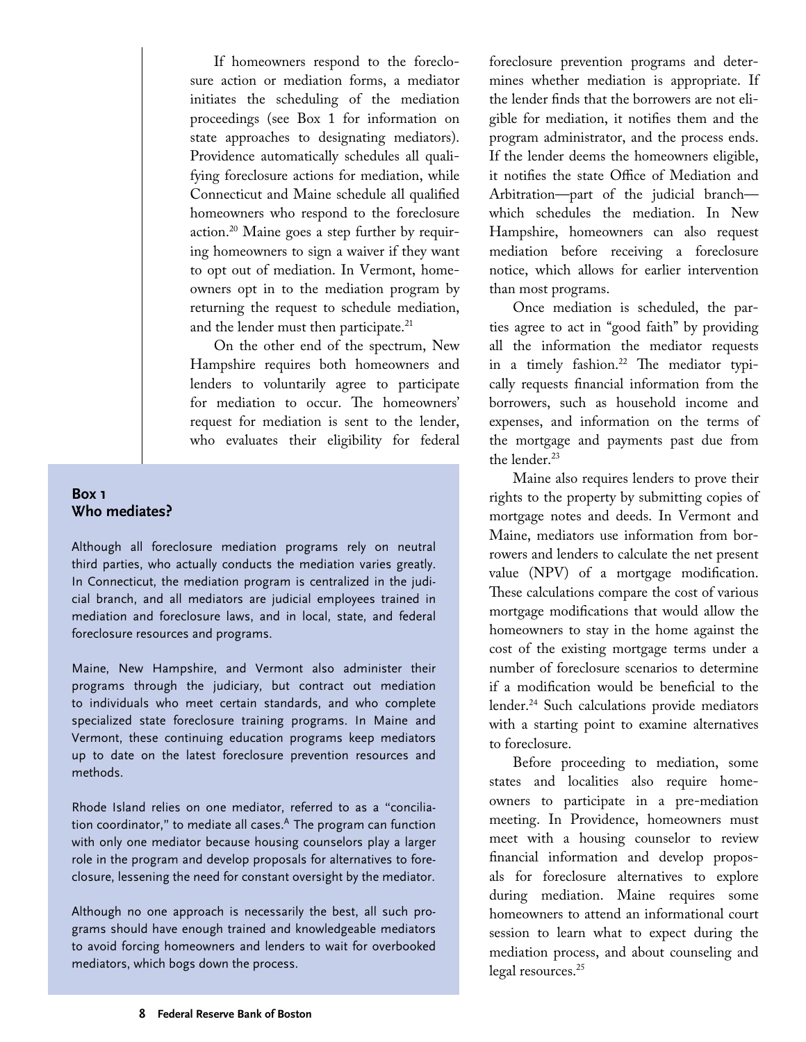If homeowners respond to the foreclosure action or mediation forms, a mediator initiates the scheduling of the mediation proceedings (see Box 1 for information on state approaches to designating mediators). Providence automatically schedules all qualifying foreclosure actions for mediation, while Connecticut and Maine schedule all qualified homeowners who respond to the foreclosure action.[20] Maine goes a step further by requiring homeowners to sign a waiver if they want to opt out of mediation. In Vermont, homeowners opt in to the mediation program by returning the request to schedule mediation, and the lender must then participate.[21]

On the other end of the spectrum, New Hampshire requires both homeowners and lenders to voluntarily agree to participate for mediation to occur. The homeowners' request for mediation is sent to the lender, who evaluates their eligibility for federal foreclosure prevention programs and determines whether mediation is appropriate. If the lender finds that the borrowers are not eligible for mediation, it notifies them and the program administrator, and the process ends. If the lender deems the homeowners eligible, it notifies the state Office of Mediation and Arbitration—part of the judicial branch—which schedules the mediation. In New Hampshire, homeowners can also request mediation before receiving a foreclosure notice, which allows for earlier intervention than most programs.

Once mediation is scheduled, the parties agree to act in "good faith" by providing all the information the mediator requests in a timely fashion.[22] The mediator typically requests financial information from the borrowers, such as household income and expenses, and information on the terms of the mortgage and payments past due from the lender.[23]

Maine also requires lenders to prove their rights to the property by submitting copies of mortgage notes and deeds. In Vermont and Maine, mediators use information from borrowers and lenders to calculate the net present value (NPV) of a mortgage modification. These calculations compare the cost of various mortgage modifications that would allow the homeowners to stay in the home against the cost of the existing mortgage terms under a number of foreclosure scenarios to determine if a modification would be beneficial to the lender.[24] Such calculations provide mediators with a starting point to examine alternatives to foreclosure.

Before proceeding to mediation, some states and localities also require homeowners to participate in a pre-mediation meeting. In Providence, homeowners must meet with a housing counselor to review financial information and develop proposals for foreclosure alternatives to explore during mediation. Maine requires some homeowners to attend an informational court session to learn what to expect during the mediation process, and about counseling and legal resources.[25]

## Box 1
## Who mediates?

Although all foreclosure mediation programs rely on neutral third parties, who actually conducts the mediation varies greatly. In Connecticut, the mediation program is centralized in the judicial branch, and all mediators are judicial employees trained in mediation and foreclosure laws, and in local, state, and federal foreclosure resources and programs.

Maine, New Hampshire, and Vermont also administer their programs through the judiciary, but contract out mediation to individuals who meet certain standards, and who complete specialized state foreclosure training programs. In Maine and Vermont, these continuing education programs keep mediators up to date on the latest foreclosure prevention resources and methods.

Rhode Island relies on one mediator, referred to as a "conciliation coordinator," to mediate all cases.[A] The program can function with only one mediator because housing counselors play a larger role in the program and develop proposals for alternatives to foreclosure, lessening the need for constant oversight by the mediator.

Although no one approach is necessarily the best, all such programs should have enough trained and knowledgeable mediators to avoid forcing homeowners and lenders to wait for overbooked mediators, which bogs down the process.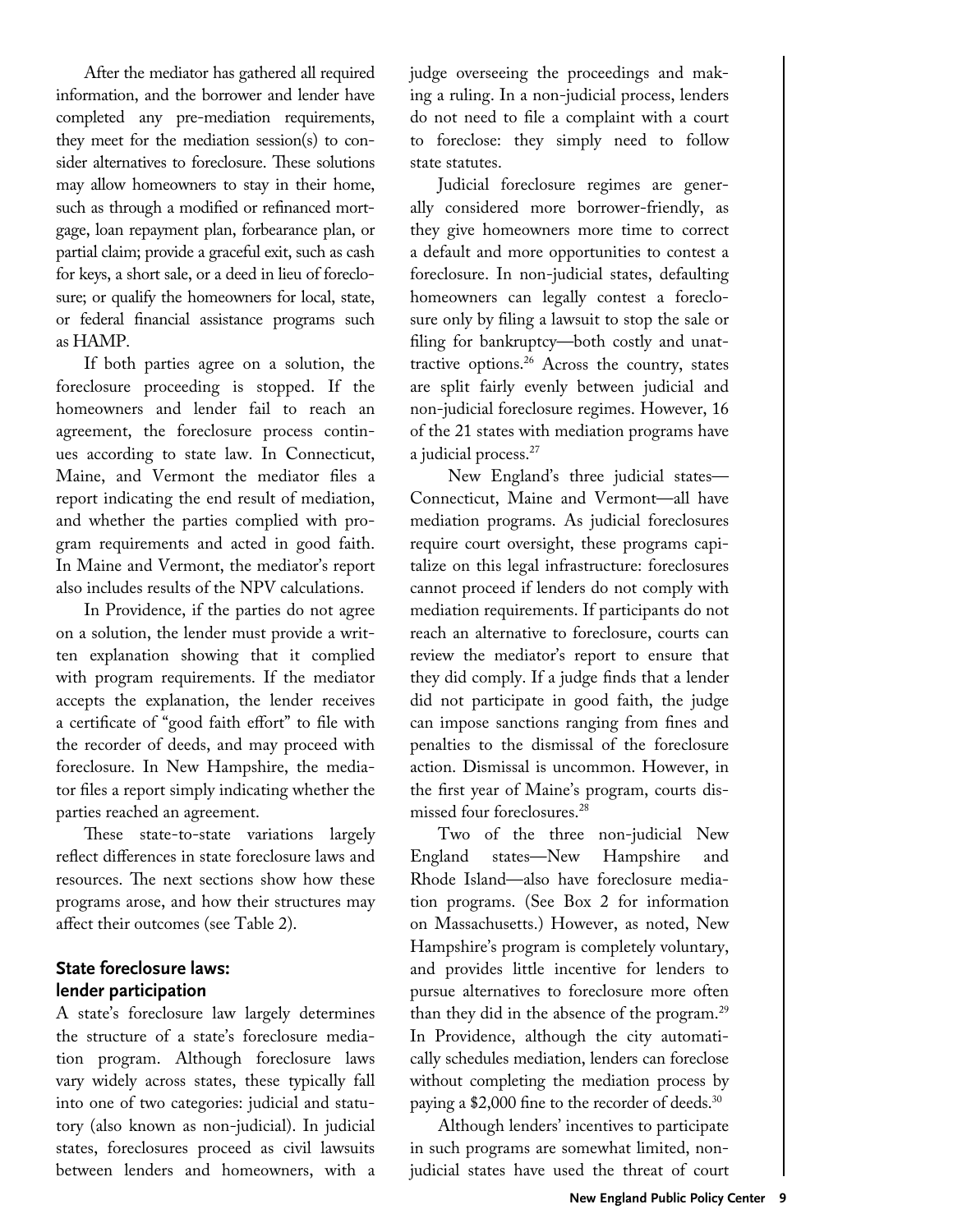After the mediator has gathered all required information, and the borrower and lender have completed any pre-mediation requirements, they meet for the mediation session(s) to consider alternatives to foreclosure. These solutions may allow homeowners to stay in their home, such as through a modified or refinanced mortgage, loan repayment plan, forbearance plan, or partial claim; provide a graceful exit, such as cash for keys, a short sale, or a deed in lieu of foreclosure; or qualify the homeowners for local, state, or federal financial assistance programs such as HAMP.

If both parties agree on a solution, the foreclosure proceeding is stopped. If the homeowners and lender fail to reach an agreement, the foreclosure process continues according to state law. In Connecticut, Maine, and Vermont the mediator files a report indicating the end result of mediation, and whether the parties complied with program requirements and acted in good faith. In Maine and Vermont, the mediator's report also includes results of the NPV calculations.

In Providence, if the parties do not agree on a solution, the lender must provide a written explanation showing that it complied with program requirements. If the mediator accepts the explanation, the lender receives a certificate of "good faith effort" to file with the recorder of deeds, and may proceed with foreclosure. In New Hampshire, the mediator files a report simply indicating whether the parties reached an agreement.

These state-to-state variations largely reflect differences in state foreclosure laws and resources. The next sections show how these programs arose, and how their structures may affect their outcomes (see Table 2).

## State foreclosure laws: lender participation

A state's foreclosure law largely determines the structure of a state's foreclosure mediation program. Although foreclosure laws vary widely across states, these typically fall into one of two categories: judicial and statutory (also known as non-judicial). In judicial states, foreclosures proceed as civil lawsuits between lenders and homeowners, with a judge overseeing the proceedings and making a ruling. In a non-judicial process, lenders do not need to file a complaint with a court to foreclose: they simply need to follow state statutes.

Judicial foreclosure regimes are generally considered more borrower-friendly, as they give homeowners more time to correct a default and more opportunities to contest a foreclosure. In non-judicial states, defaulting homeowners can legally contest a foreclosure only by filing a lawsuit to stop the sale or filing for bankruptcy—both costly and unattractive options.[26] Across the country, states are split fairly evenly between judicial and non-judicial foreclosure regimes. However, 16 of the 21 states with mediation programs have a judicial process.[27]

New England's three judicial states—Connecticut, Maine and Vermont—all have mediation programs. As judicial foreclosures require court oversight, these programs capitalize on this legal infrastructure: foreclosures cannot proceed if lenders do not comply with mediation requirements. If participants do not reach an alternative to foreclosure, courts can review the mediator's report to ensure that they did comply. If a judge finds that a lender did not participate in good faith, the judge can impose sanctions ranging from fines and penalties to the dismissal of the foreclosure action. Dismissal is uncommon. However, in the first year of Maine's program, courts dismissed four foreclosures.[28]

Two of the three non-judicial New England states—New Hampshire and Rhode Island—also have foreclosure mediation programs. (See Box 2 for information on Massachusetts.) However, as noted, New Hampshire's program is completely voluntary, and provides little incentive for lenders to pursue alternatives to foreclosure more often than they did in the absence of the program.[29] In Providence, although the city automatically schedules mediation, lenders can foreclose without completing the mediation process by paying a $2,000 fine to the recorder of deeds.[30]

Although lenders' incentives to participate in such programs are somewhat limited, non-judicial states have used the threat of court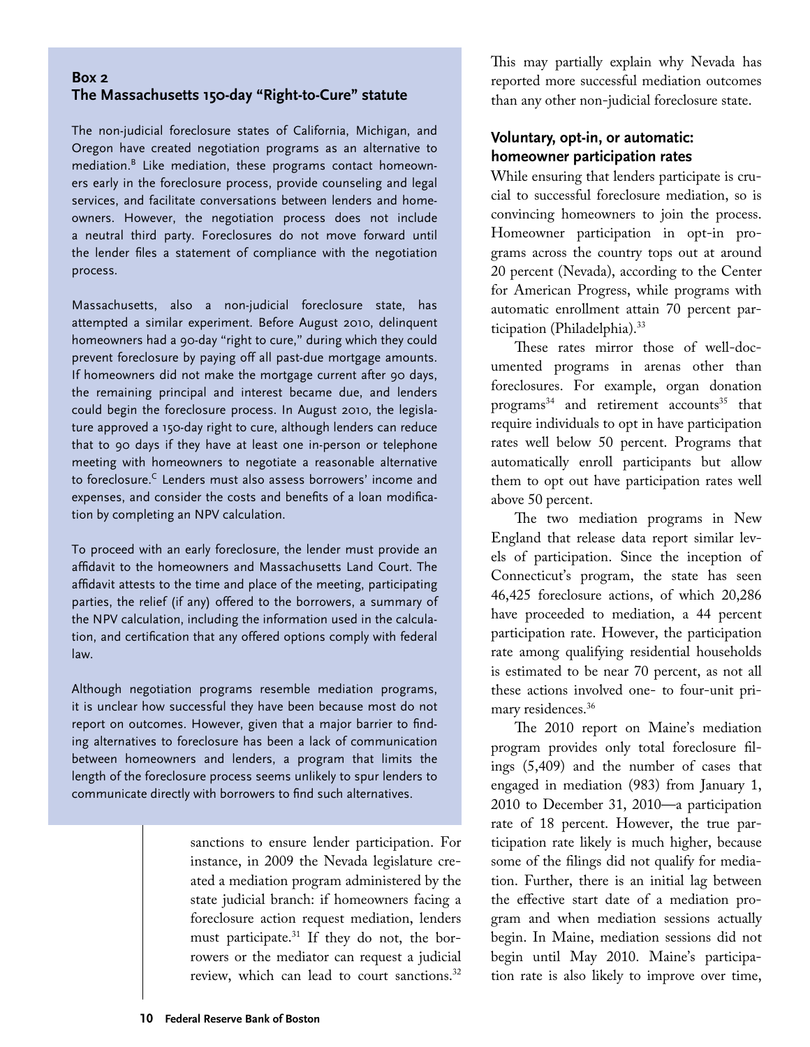## Box 2
## The Massachusetts 150-day "Right-to-Cure" statute

The non-judicial foreclosure states of California, Michigan, and Oregon have created negotiation programs as an alternative to mediation.[B] Like mediation, these programs contact homeowners early in the foreclosure process, provide counseling and legal services, and facilitate conversations between lenders and homeowners. However, the negotiation process does not include a neutral third party. Foreclosures do not move forward until the lender files a statement of compliance with the negotiation process.

Massachusetts, also a non-judicial foreclosure state, has attempted a similar experiment. Before August 2010, delinquent homeowners had a 90-day "right to cure," during which they could prevent foreclosure by paying off all past-due mortgage amounts. If homeowners did not make the mortgage current after 90 days, the remaining principal and interest became due, and lenders could begin the foreclosure process. In August 2010, the legislature approved a 150-day right to cure, although lenders can reduce that to 90 days if they have at least one in-person or telephone meeting with homeowners to negotiate a reasonable alternative to foreclosure.[C] Lenders must also assess borrowers' income and expenses, and consider the costs and benefits of a loan modification by completing an NPV calculation.

To proceed with an early foreclosure, the lender must provide an affidavit to the homeowners and Massachusetts Land Court. The affidavit attests to the time and place of the meeting, participating parties, the relief (if any) offered to the borrowers, a summary of the NPV calculation, including the information used in the calculation, and certification that any offered options comply with federal law.

Although negotiation programs resemble mediation programs, it is unclear how successful they have been because most do not report on outcomes. However, given that a major barrier to finding alternatives to foreclosure has been a lack of communication between homeowners and lenders, a program that limits the length of the foreclosure process seems unlikely to spur lenders to communicate directly with borrowers to find such alternatives.

---

sanctions to ensure lender participation. For instance, in 2009 the Nevada legislature created a mediation program administered by the state judicial branch: if homeowners facing a foreclosure action request mediation, lenders must participate.[31] If they do not, the borrowers or the mediator can request a judicial review, which can lead to court sanctions.[32] This may partially explain why Nevada has reported more successful mediation outcomes than any other non-judicial foreclosure state.

### Voluntary, opt-in, or automatic: homeowner participation rates

While ensuring that lenders participate is crucial to successful foreclosure mediation, so is convincing homeowners to join the process. Homeowner participation in opt-in programs across the country tops out at around 20 percent (Nevada), according to the Center for American Progress, while programs with automatic enrollment attain 70 percent participation (Philadelphia).[33]

These rates mirror those of well-documented programs in arenas other than foreclosures. For example, organ donation programs[34] and retirement accounts[35] that require individuals to opt in have participation rates well below 50 percent. Programs that automatically enroll participants but allow them to opt out have participation rates well above 50 percent.

The two mediation programs in New England that release data report similar levels of participation. Since the inception of Connecticut's program, the state has seen 46,425 foreclosure actions, of which 20,286 have proceeded to mediation, a 44 percent participation rate. However, the participation rate among qualifying residential households is estimated to be near 70 percent, as not all these actions involved one- to four-unit primary residences.[36]

The 2010 report on Maine's mediation program provides only total foreclosure filings (5,409) and the number of cases that engaged in mediation (983) from January 1, 2010 to December 31, 2010—a participation rate of 18 percent. However, the true participation rate likely is much higher, because some of the filings did not qualify for mediation. Further, there is an initial lag between the effective start date of a mediation program and when mediation sessions actually begin. In Maine, mediation sessions did not begin until May 2010. Maine's participation rate is also likely to improve over time,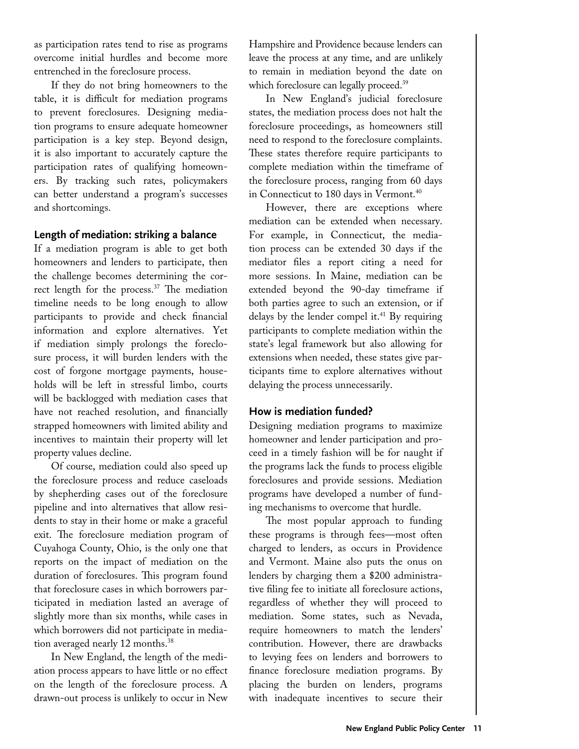as participation rates tend to rise as programs overcome initial hurdles and become more entrenched in the foreclosure process.

If they do not bring homeowners to the table, it is difficult for mediation programs to prevent foreclosures. Designing mediation programs to ensure adequate homeowner participation is a key step. Beyond design, it is also important to accurately capture the participation rates of qualifying homeowners. By tracking such rates, policymakers can better understand a program's successes and shortcomings.

## Length of mediation: striking a balance

If a mediation program is able to get both homeowners and lenders to participate, then the challenge becomes determining the correct length for the process.[37] The mediation timeline needs to be long enough to allow participants to provide and check financial information and explore alternatives. Yet if mediation simply prolongs the foreclosure process, it will burden lenders with the cost of forgone mortgage payments, households will be left in stressful limbo, courts will be backlogged with mediation cases that have not reached resolution, and financially strapped homeowners with limited ability and incentives to maintain their property will let property values decline.

Of course, mediation could also speed up the foreclosure process and reduce caseloads by shepherding cases out of the foreclosure pipeline and into alternatives that allow residents to stay in their home or make a graceful exit. The foreclosure mediation program of Cuyahoga County, Ohio, is the only one that reports on the impact of mediation on the duration of foreclosures. This program found that foreclosure cases in which borrowers participated in mediation lasted an average of slightly more than six months, while cases in which borrowers did not participate in mediation averaged nearly 12 months.[38]

In New England, the length of the mediation process appears to have little or no effect on the length of the foreclosure process. A drawn-out process is unlikely to occur in New Hampshire and Providence because lenders can leave the process at any time, and are unlikely to remain in mediation beyond the date on which foreclosure can legally proceed.[39]

In New England's judicial foreclosure states, the mediation process does not halt the foreclosure proceedings, as homeowners still need to respond to the foreclosure complaints. These states therefore require participants to complete mediation within the timeframe of the foreclosure process, ranging from 60 days in Connecticut to 180 days in Vermont.[40]

However, there are exceptions where mediation can be extended when necessary. For example, in Connecticut, the mediation process can be extended 30 days if the mediator files a report citing a need for more sessions. In Maine, mediation can be extended beyond the 90-day timeframe if both parties agree to such an extension, or if delays by the lender compel it.[41] By requiring participants to complete mediation within the state's legal framework but also allowing for extensions when needed, these states give participants time to explore alternatives without delaying the process unnecessarily.

## How is mediation funded?

Designing mediation programs to maximize homeowner and lender participation and proceed in a timely fashion will be for naught if the programs lack the funds to process eligible foreclosures and provide sessions. Mediation programs have developed a number of funding mechanisms to overcome that hurdle.

The most popular approach to funding these programs is through fees—most often charged to lenders, as occurs in Providence and Vermont. Maine also puts the onus on lenders by charging them a $200 administrative filing fee to initiate all foreclosure actions, regardless of whether they will proceed to mediation. Some states, such as Nevada, require homeowners to match the lenders' contribution. However, there are drawbacks to levying fees on lenders and borrowers to finance foreclosure mediation programs. By placing the burden on lenders, programs with inadequate incentives to secure their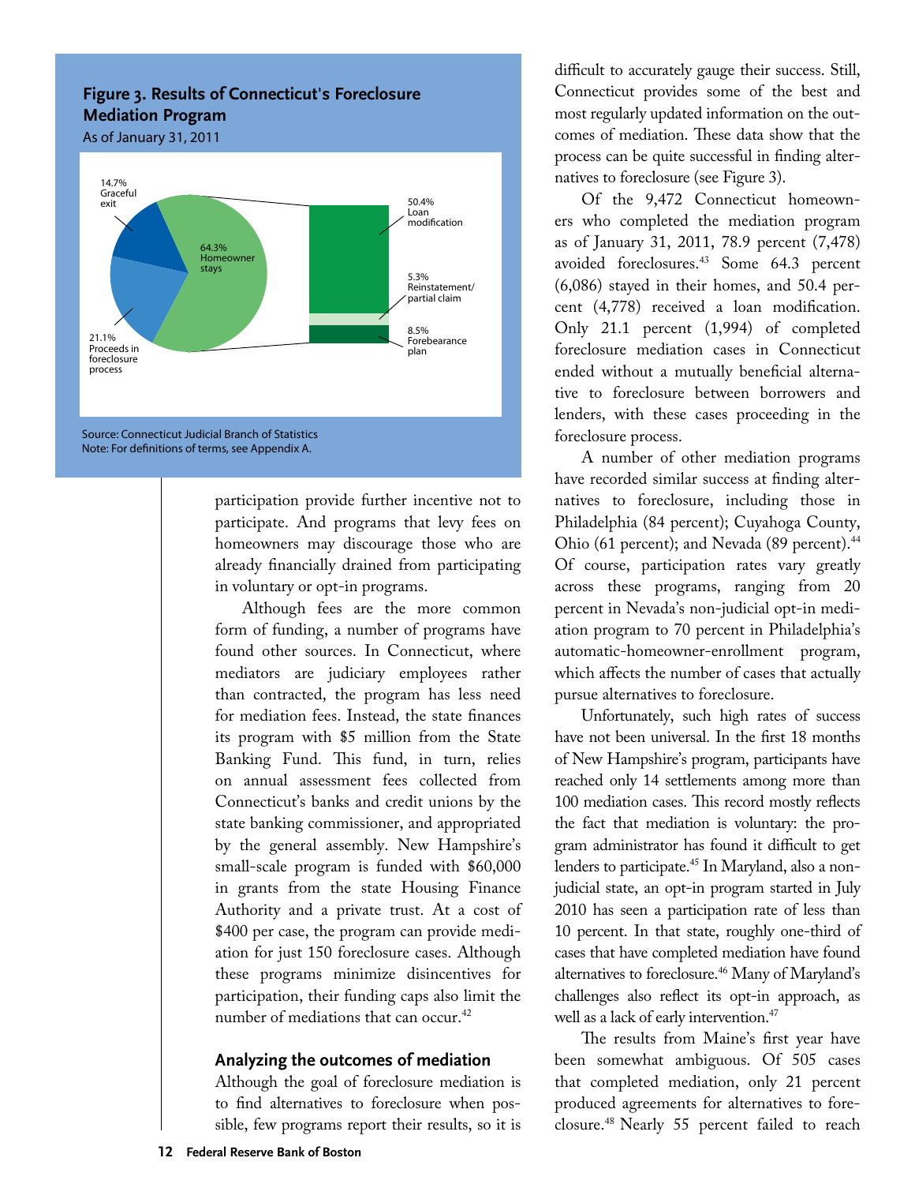**Figure 3. Results of Connecticut's Foreclosure Mediation Program**

As of January 31, 2011

14.7% Graceful exit

64.3% Homeowner stays

21.1% Proceeds in foreclosure process

50.4% Loan modification

5.3% Reinstatement/ partial claim

8.5% Forebearance plan

Source: Connecticut Judicial Branch of Statistics
Note: For definitions of terms, see Appendix A.

participation provide further incentive not to participate. And programs that levy fees on homeowners may discourage those who are already financially drained from participating in voluntary or opt-in programs.

Although fees are the more common form of funding, a number of programs have found other sources. In Connecticut, where mediators are judiciary employees rather than contracted, the program has less need for mediation fees. Instead, the state finances its program with $5 million from the State Banking Fund. This fund, in turn, relies on annual assessment fees collected from Connecticut's banks and credit unions by the state banking commissioner, and appropriated by the general assembly. New Hampshire's small-scale program is funded with $60,000 in grants from the state Housing Finance Authority and a private trust. At a cost of $400 per case, the program can provide mediation for just 150 foreclosure cases. Although these programs minimize disincentives for participation, their funding caps also limit the number of mediations that can occur.[42]

### Analyzing the outcomes of mediation

Although the goal of foreclosure mediation is to find alternatives to foreclosure when possible, few programs report their results, so it is difficult to accurately gauge their success. Still, Connecticut provides some of the best and most regularly updated information on the outcomes of mediation. These data show that the process can be quite successful in finding alternatives to foreclosure (see Figure 3).

Of the 9,472 Connecticut homeowners who completed the mediation program as of January 31, 2011, 78.9 percent (7,478) avoided foreclosures.[43] Some 64.3 percent (6,086) stayed in their homes, and 50.4 percent (4,778) received a loan modification. Only 21.1 percent (1,994) of completed foreclosure mediation cases in Connecticut ended without a mutually beneficial alternative to foreclosure between borrowers and lenders, with these cases proceeding in the foreclosure process.

A number of other mediation programs have recorded similar success at finding alternatives to foreclosure, including those in Philadelphia (84 percent); Cuyahoga County, Ohio (61 percent); and Nevada (89 percent).[44] Of course, participation rates vary greatly across these programs, ranging from 20 percent in Nevada's non-judicial opt-in mediation program to 70 percent in Philadelphia's automatic-homeowner-enrollment program, which affects the number of cases that actually pursue alternatives to foreclosure.

Unfortunately, such high rates of success have not been universal. In the first 18 months of New Hampshire's program, participants have reached only 14 settlements among more than 100 mediation cases. This record mostly reflects the fact that mediation is voluntary: the program administrator has found it difficult to get lenders to participate.[45] In Maryland, also a non-judicial state, an opt-in program started in July 2010 has seen a participation rate of less than 10 percent. In that state, roughly one-third of cases that have completed mediation have found alternatives to foreclosure.[46] Many of Maryland's challenges also reflect its opt-in approach, as well as a lack of early intervention.[47]

The results from Maine's first year have been somewhat ambiguous. Of 505 cases that completed mediation, only 21 percent produced agreements for alternatives to foreclosure.[48] Nearly 55 percent failed to reach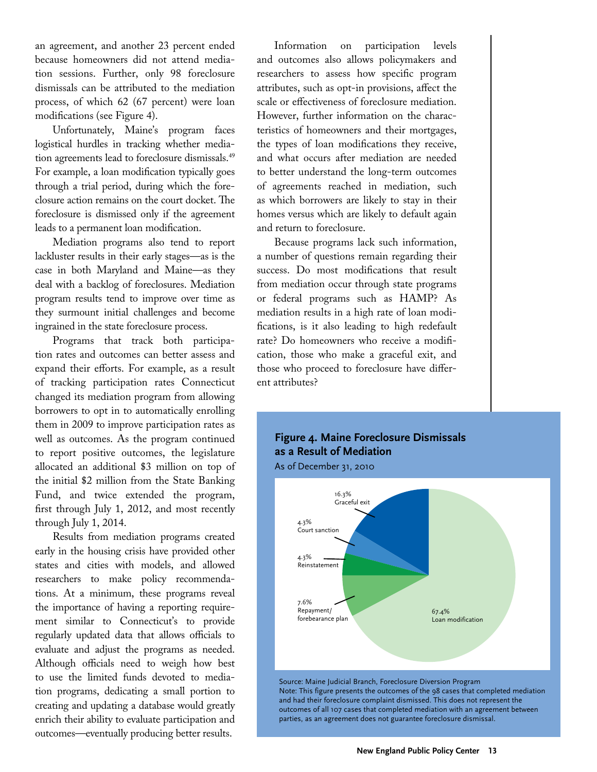an agreement, and another 23 percent ended because homeowners did not attend mediation sessions. Further, only 98 foreclosure dismissals can be attributed to the mediation process, of which 62 (67 percent) were loan modifications (see Figure 4).

Unfortunately, Maine's program faces logistical hurdles in tracking whether mediation agreements lead to foreclosure dismissals.[49] For example, a loan modification typically goes through a trial period, during which the foreclosure action remains on the court docket. The foreclosure is dismissed only if the agreement leads to a permanent loan modification.

Mediation programs also tend to report lackluster results in their early stages—as is the case in both Maryland and Maine—as they deal with a backlog of foreclosures. Mediation program results tend to improve over time as they surmount initial challenges and become ingrained in the state foreclosure process.

Programs that track both participation rates and outcomes can better assess and expand their efforts. For example, as a result of tracking participation rates Connecticut changed its mediation program from allowing borrowers to opt in to automatically enrolling them in 2009 to improve participation rates as well as outcomes. As the program continued to report positive outcomes, the legislature allocated an additional $3 million on top of the initial $2 million from the State Banking Fund, and twice extended the program, first through July 1, 2012, and most recently through July 1, 2014.

Results from mediation programs created early in the housing crisis have provided other states and cities with models, and allowed researchers to make policy recommendations. At a minimum, these programs reveal the importance of having a reporting requirement similar to Connecticut's to provide regularly updated data that allows officials to evaluate and adjust the programs as needed. Although officials need to weigh how best to use the limited funds devoted to mediation programs, dedicating a small portion to creating and updating a database would greatly enrich their ability to evaluate participation and outcomes—eventually producing better results.

Information on participation levels and outcomes also allows policymakers and researchers to assess how specific program attributes, such as opt-in provisions, affect the scale or effectiveness of foreclosure mediation. However, further information on the characteristics of homeowners and their mortgages, the types of loan modifications they receive, and what occurs after mediation are needed to better understand the long-term outcomes of agreements reached in mediation, such as which borrowers are likely to stay in their homes versus which are likely to default again and return to foreclosure.

Because programs lack such information, a number of questions remain regarding their success. Do most modifications that result from mediation occur through state programs or federal programs such as HAMP? As mediation results in a high rate of loan modifications, is it also leading to high redefault rate? Do homeowners who receive a modification, those who make a graceful exit, and those who proceed to foreclosure have different attributes?

**Figure 4. Maine Foreclosure Dismissals as a Result of Mediation**

As of December 31, 2010

| Outcome | Percent |
|---|---|
| Loan modification | 67.4% |
| Graceful exit | 16.3% |
| Repayment/forebearance plan | 7.6% |
| Court sanction | 4.3% |
| Reinstatement | 4.3% |

Source: Maine Judicial Branch, Foreclosure Diversion Program
Note: This figure presents the outcomes of the 98 cases that completed mediation and had their foreclosure complaint dismissed. This does not represent the outcomes of all 107 cases that completed mediation with an agreement between parties, as an agreement does not guarantee foreclosure dismissal.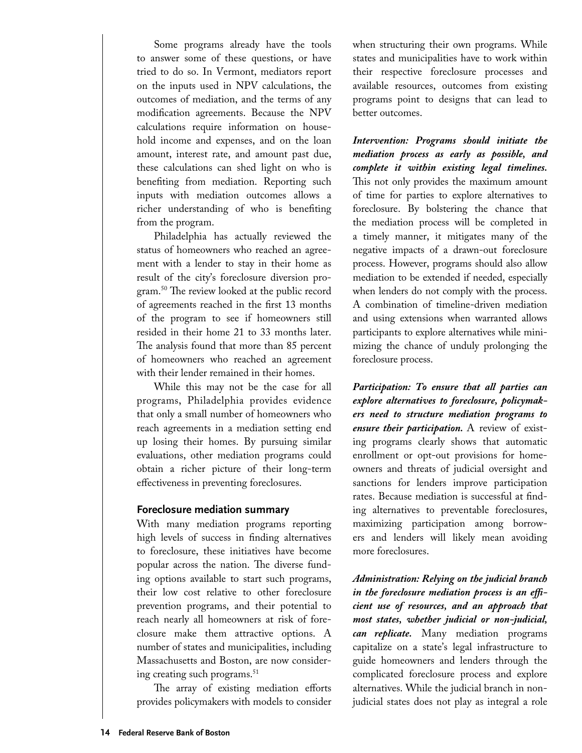Some programs already have the tools to answer some of these questions, or have tried to do so. In Vermont, mediators report on the inputs used in NPV calculations, the outcomes of mediation, and the terms of any modification agreements. Because the NPV calculations require information on household income and expenses, and on the loan amount, interest rate, and amount past due, these calculations can shed light on who is benefiting from mediation. Reporting such inputs with mediation outcomes allows a richer understanding of who is benefiting from the program.

Philadelphia has actually reviewed the status of homeowners who reached an agreement with a lender to stay in their home as result of the city's foreclosure diversion program.[50] The review looked at the public record of agreements reached in the first 13 months of the program to see if homeowners still resided in their home 21 to 33 months later. The analysis found that more than 85 percent of homeowners who reached an agreement with their lender remained in their homes.

While this may not be the case for all programs, Philadelphia provides evidence that only a small number of homeowners who reach agreements in a mediation setting end up losing their homes. By pursuing similar evaluations, other mediation programs could obtain a richer picture of their long-term effectiveness in preventing foreclosures.

## Foreclosure mediation summary

With many mediation programs reporting high levels of success in finding alternatives to foreclosure, these initiatives have become popular across the nation. The diverse funding options available to start such programs, their low cost relative to other foreclosure prevention programs, and their potential to reach nearly all homeowners at risk of foreclosure make them attractive options. A number of states and municipalities, including Massachusetts and Boston, are now considering creating such programs.[51]

The array of existing mediation efforts provides policymakers with models to consider when structuring their own programs. While states and municipalities have to work within their respective foreclosure processes and available resources, outcomes from existing programs point to designs that can lead to better outcomes.

***Intervention: Programs should initiate the mediation process as early as possible, and complete it within existing legal timelines.*** This not only provides the maximum amount of time for parties to explore alternatives to foreclosure. By bolstering the chance that the mediation process will be completed in a timely manner, it mitigates many of the negative impacts of a drawn-out foreclosure process. However, programs should also allow mediation to be extended if needed, especially when lenders do not comply with the process. A combination of timeline-driven mediation and using extensions when warranted allows participants to explore alternatives while minimizing the chance of unduly prolonging the foreclosure process.

***Participation: To ensure that all parties can explore alternatives to foreclosure, policymakers need to structure mediation programs to ensure their participation.*** A review of existing programs clearly shows that automatic enrollment or opt-out provisions for homeowners and threats of judicial oversight and sanctions for lenders improve participation rates. Because mediation is successful at finding alternatives to preventable foreclosures, maximizing participation among borrowers and lenders will likely mean avoiding more foreclosures.

***Administration: Relying on the judicial branch in the foreclosure mediation process is an efficient use of resources, and an approach that most states, whether judicial or non-judicial, can replicate.*** Many mediation programs capitalize on a state's legal infrastructure to guide homeowners and lenders through the complicated foreclosure process and explore alternatives. While the judicial branch in non-judicial states does not play as integral a role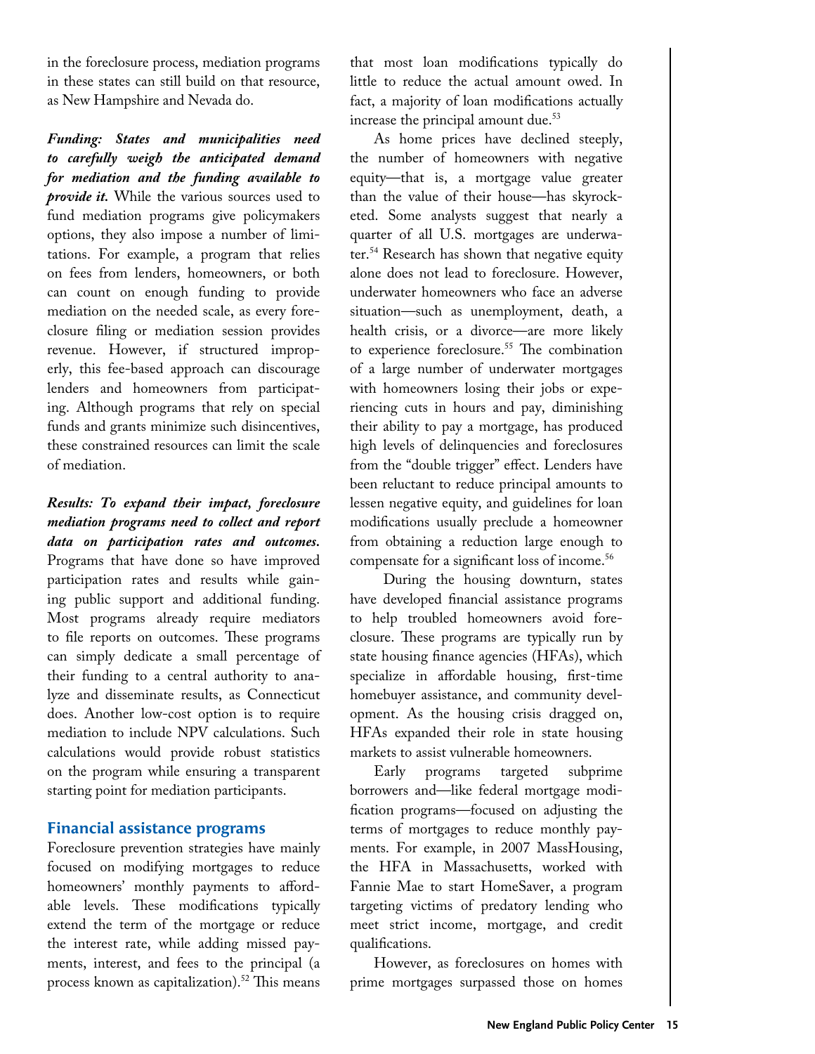in the foreclosure process, mediation programs in these states can still build on that resource, as New Hampshire and Nevada do.

***Funding: States and municipalities need to carefully weigh the anticipated demand for mediation and the funding available to provide it.*** While the various sources used to fund mediation programs give policymakers options, they also impose a number of limitations. For example, a program that relies on fees from lenders, homeowners, or both can count on enough funding to provide mediation on the needed scale, as every foreclosure filing or mediation session provides revenue. However, if structured improperly, this fee-based approach can discourage lenders and homeowners from participating. Although programs that rely on special funds and grants minimize such disincentives, these constrained resources can limit the scale of mediation.

***Results: To expand their impact, foreclosure mediation programs need to collect and report data on participation rates and outcomes.*** Programs that have done so have improved participation rates and results while gaining public support and additional funding. Most programs already require mediators to file reports on outcomes. These programs can simply dedicate a small percentage of their funding to a central authority to analyze and disseminate results, as Connecticut does. Another low-cost option is to require mediation to include NPV calculations. Such calculations would provide robust statistics on the program while ensuring a transparent starting point for mediation participants.

## Financial assistance programs

Foreclosure prevention strategies have mainly focused on modifying mortgages to reduce homeowners' monthly payments to affordable levels. These modifications typically extend the term of the mortgage or reduce the interest rate, while adding missed payments, interest, and fees to the principal (a process known as capitalization).[52] This means that most loan modifications typically do little to reduce the actual amount owed. In fact, a majority of loan modifications actually increase the principal amount due.[53]

As home prices have declined steeply, the number of homeowners with negative equity—that is, a mortgage value greater than the value of their house—has skyrocketed. Some analysts suggest that nearly a quarter of all U.S. mortgages are underwater.[54] Research has shown that negative equity alone does not lead to foreclosure. However, underwater homeowners who face an adverse situation—such as unemployment, death, a health crisis, or a divorce—are more likely to experience foreclosure.[55] The combination of a large number of underwater mortgages with homeowners losing their jobs or experiencing cuts in hours and pay, diminishing their ability to pay a mortgage, has produced high levels of delinquencies and foreclosures from the "double trigger" effect. Lenders have been reluctant to reduce principal amounts to lessen negative equity, and guidelines for loan modifications usually preclude a homeowner from obtaining a reduction large enough to compensate for a significant loss of income.[56]

During the housing downturn, states have developed financial assistance programs to help troubled homeowners avoid foreclosure. These programs are typically run by state housing finance agencies (HFAs), which specialize in affordable housing, first-time homebuyer assistance, and community development. As the housing crisis dragged on, HFAs expanded their role in state housing markets to assist vulnerable homeowners.

Early programs targeted subprime borrowers and—like federal mortgage modification programs—focused on adjusting the terms of mortgages to reduce monthly payments. For example, in 2007 MassHousing, the HFA in Massachusetts, worked with Fannie Mae to start HomeSaver, a program targeting victims of predatory lending who meet strict income, mortgage, and credit qualifications.

However, as foreclosures on homes with prime mortgages surpassed those on homes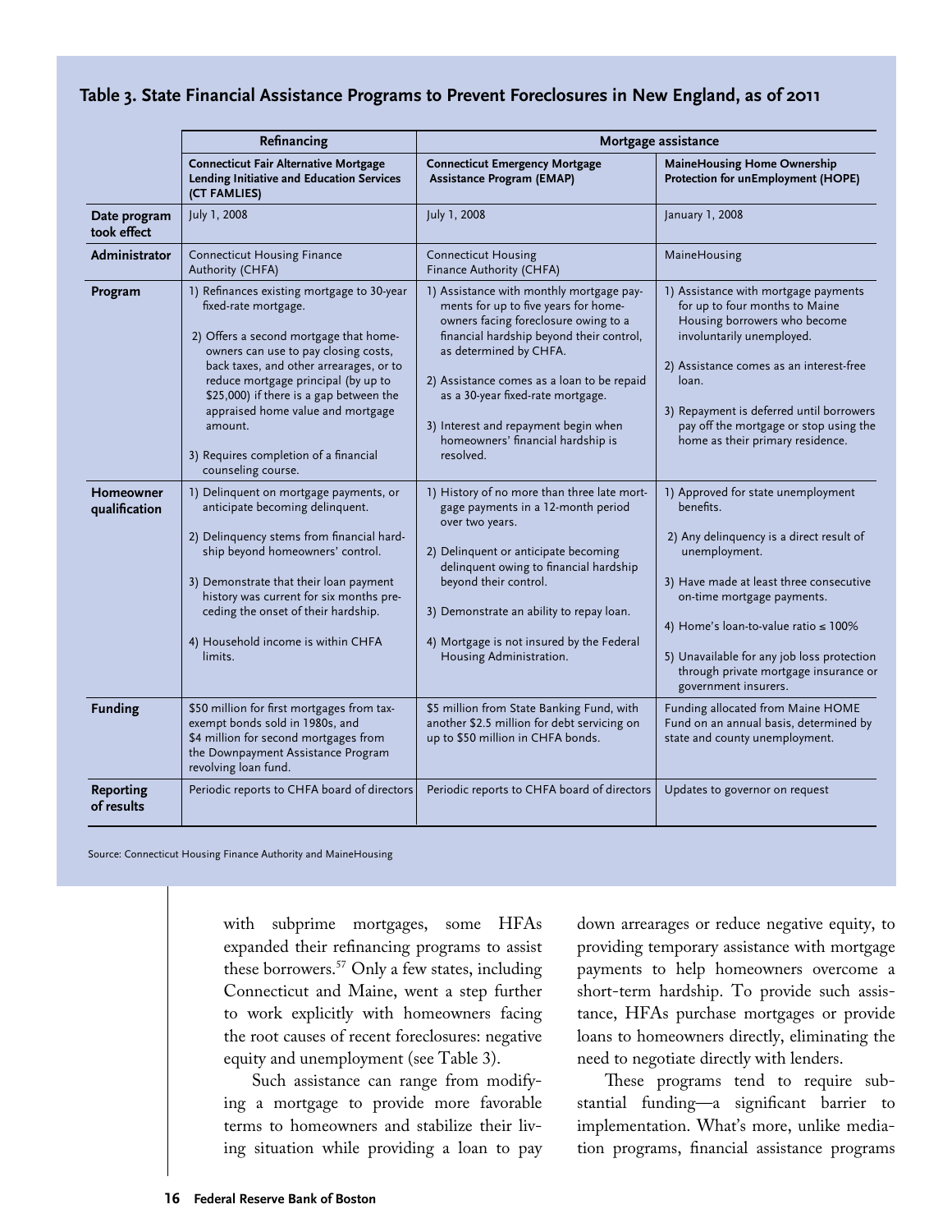### Table 3. State Financial Assistance Programs to Prevent Foreclosures in New England, as of 2011

| | Refinancing | Mortgage assistance | |
|---|---|---|---|
| | **Connecticut Fair Alternative Mortgage Lending Initiative and Education Services (CT FAMLIES)** | **Connecticut Emergency Mortgage Assistance Program (EMAP)** | **MaineHousing Home Ownership Protection for unEmployment (HOPE)** |
| **Date program took effect** | July 1, 2008 | July 1, 2008 | January 1, 2008 |
| **Administrator** | Connecticut Housing Finance Authority (CHFA) | Connecticut Housing Finance Authority (CHFA) | MaineHousing |
| **Program** | 1) Refinances existing mortgage to 30-year fixed-rate mortgage. 2) Offers a second mortgage that homeowners can use to pay closing costs, back taxes, and other arrearages, or to reduce mortgage principal (by up to $25,000) if there is a gap between the appraised home value and mortgage amount. 3) Requires completion of a financial counseling course. | 1) Assistance with monthly mortgage payments for up to five years for homeowners facing foreclosure owing to a financial hardship beyond their control, as determined by CHFA. 2) Assistance comes as a loan to be repaid as a 30-year fixed-rate mortgage. 3) Interest and repayment begin when homeowners' financial hardship is resolved. | 1) Assistance with mortgage payments for up to four months to Maine Housing borrowers who become involuntarily unemployed. 2) Assistance comes as an interest-free loan. 3) Repayment is deferred until borrowers pay off the mortgage or stop using the home as their primary residence. |
| **Homeowner qualification** | 1) Delinquent on mortgage payments, or anticipate becoming delinquent. 2) Delinquency stems from financial hardship beyond homeowners' control. 3) Demonstrate that their loan payment history was current for six months preceding the onset of their hardship. 4) Household income is within CHFA limits. | 1) History of no more than three late mortgage payments in a 12-month period over two years. 2) Delinquent or anticipate becoming delinquent owing to financial hardship beyond their control. 3) Demonstrate an ability to repay loan. 4) Mortgage is not insured by the Federal Housing Administration. | 1) Approved for state unemployment benefits. 2) Any delinquency is a direct result of unemployment. 3) Have made at least three consecutive on-time mortgage payments. 4) Home's loan-to-value ratio ≤ 100% 5) Unavailable for any job loss protection through private mortgage insurance or government insurers. |
| **Funding** | $50 million for first mortgages from tax-exempt bonds sold in 1980s, and $4 million for second mortgages from the Downpayment Assistance Program revolving loan fund. | $5 million from State Banking Fund, with another $2.5 million for debt servicing on up to $50 million in CHFA bonds. | Funding allocated from Maine HOME Fund on an annual basis, determined by state and county unemployment. |
| **Reporting of results** | Periodic reports to CHFA board of directors | Periodic reports to CHFA board of directors | Updates to governor on request |

Source: Connecticut Housing Finance Authority and MaineHousing

with subprime mortgages, some HFAs expanded their refinancing programs to assist these borrowers.[57] Only a few states, including Connecticut and Maine, went a step further to work explicitly with homeowners facing the root causes of recent foreclosures: negative equity and unemployment (see Table 3).

Such assistance can range from modifying a mortgage to provide more favorable terms to homeowners and stabilize their living situation while providing a loan to pay down arrearages or reduce negative equity, to providing temporary assistance with mortgage payments to help homeowners overcome a short-term hardship. To provide such assistance, HFAs purchase mortgages or provide loans to homeowners directly, eliminating the need to negotiate directly with lenders.

These programs tend to require substantial funding—a significant barrier to implementation. What's more, unlike mediation programs, financial assistance programs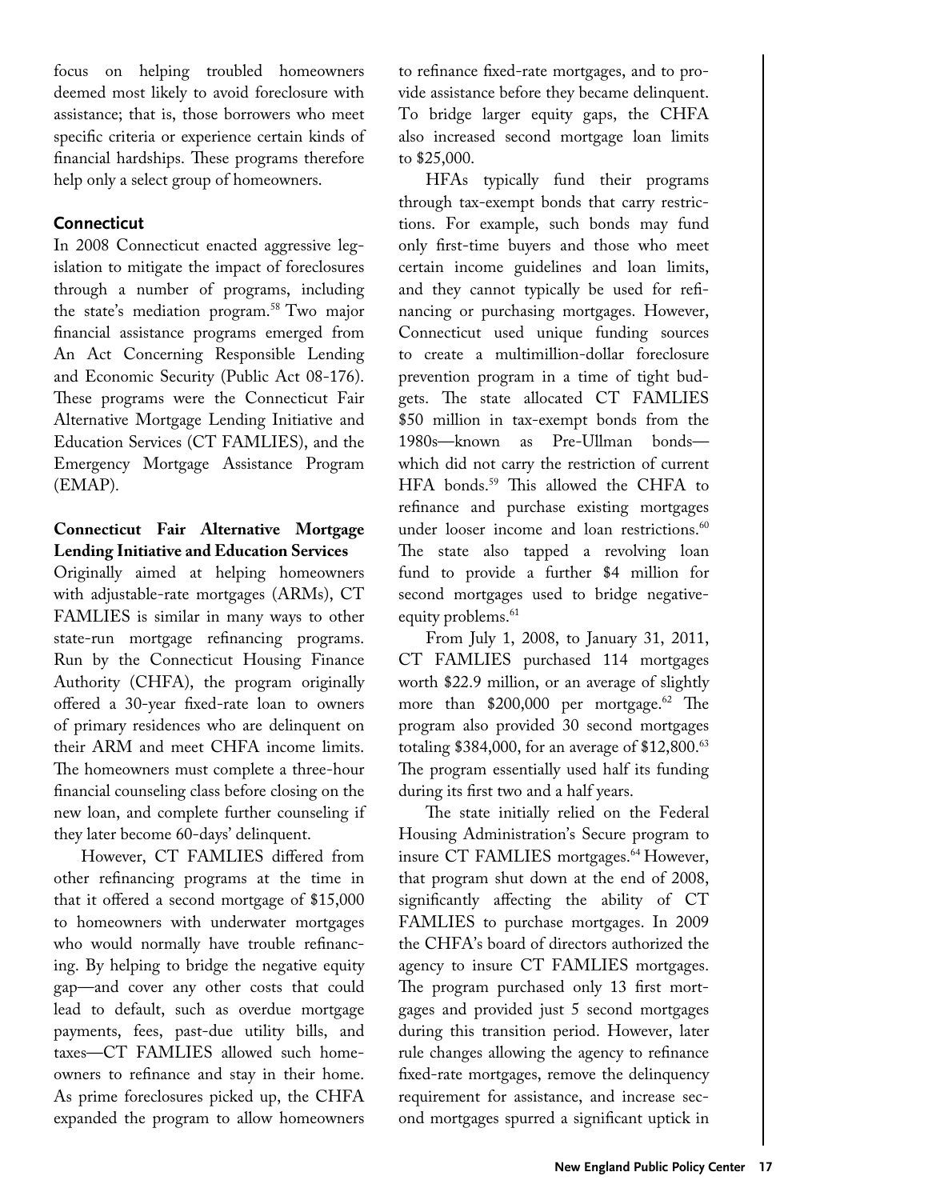focus on helping troubled homeowners deemed most likely to avoid foreclosure with assistance; that is, those borrowers who meet specific criteria or experience certain kinds of financial hardships. These programs therefore help only a select group of homeowners.

### Connecticut

In 2008 Connecticut enacted aggressive legislation to mitigate the impact of foreclosures through a number of programs, including the state's mediation program.[58] Two major financial assistance programs emerged from An Act Concerning Responsible Lending and Economic Security (Public Act 08-176). These programs were the Connecticut Fair Alternative Mortgage Lending Initiative and Education Services (CT FAMLIES), and the Emergency Mortgage Assistance Program (EMAP).

#### Connecticut Fair Alternative Mortgage Lending Initiative and Education Services

Originally aimed at helping homeowners with adjustable-rate mortgages (ARMs), CT FAMLIES is similar in many ways to other state-run mortgage refinancing programs. Run by the Connecticut Housing Finance Authority (CHFA), the program originally offered a 30-year fixed-rate loan to owners of primary residences who are delinquent on their ARM and meet CHFA income limits. The homeowners must complete a three-hour financial counseling class before closing on the new loan, and complete further counseling if they later become 60-days' delinquent.

However, CT FAMLIES differed from other refinancing programs at the time in that it offered a second mortgage of $15,000 to homeowners with underwater mortgages who would normally have trouble refinancing. By helping to bridge the negative equity gap—and cover any other costs that could lead to default, such as overdue mortgage payments, fees, past-due utility bills, and taxes—CT FAMLIES allowed such homeowners to refinance and stay in their home. As prime foreclosures picked up, the CHFA expanded the program to allow homeowners to refinance fixed-rate mortgages, and to provide assistance before they became delinquent. To bridge larger equity gaps, the CHFA also increased second mortgage loan limits to $25,000.

HFAs typically fund their programs through tax-exempt bonds that carry restrictions. For example, such bonds may fund only first-time buyers and those who meet certain income guidelines and loan limits, and they cannot typically be used for refinancing or purchasing mortgages. However, Connecticut used unique funding sources to create a multimillion-dollar foreclosure prevention program in a time of tight budgets. The state allocated CT FAMLIES $50 million in tax-exempt bonds from the 1980s—known as Pre-Ullman bonds—which did not carry the restriction of current HFA bonds.[59] This allowed the CHFA to refinance and purchase existing mortgages under looser income and loan restrictions.[60] The state also tapped a revolving loan fund to provide a further $4 million for second mortgages used to bridge negative-equity problems.[61]

From July 1, 2008, to January 31, 2011, CT FAMLIES purchased 114 mortgages worth $22.9 million, or an average of slightly more than $200,000 per mortgage.[62] The program also provided 30 second mortgages totaling $384,000, for an average of $12,800.[63] The program essentially used half its funding during its first two and a half years.

The state initially relied on the Federal Housing Administration's Secure program to insure CT FAMLIES mortgages.[64] However, that program shut down at the end of 2008, significantly affecting the ability of CT FAMLIES to purchase mortgages. In 2009 the CHFA's board of directors authorized the agency to insure CT FAMLIES mortgages. The program purchased only 13 first mortgages and provided just 5 second mortgages during this transition period. However, later rule changes allowing the agency to refinance fixed-rate mortgages, remove the delinquency requirement for assistance, and increase second mortgages spurred a significant uptick in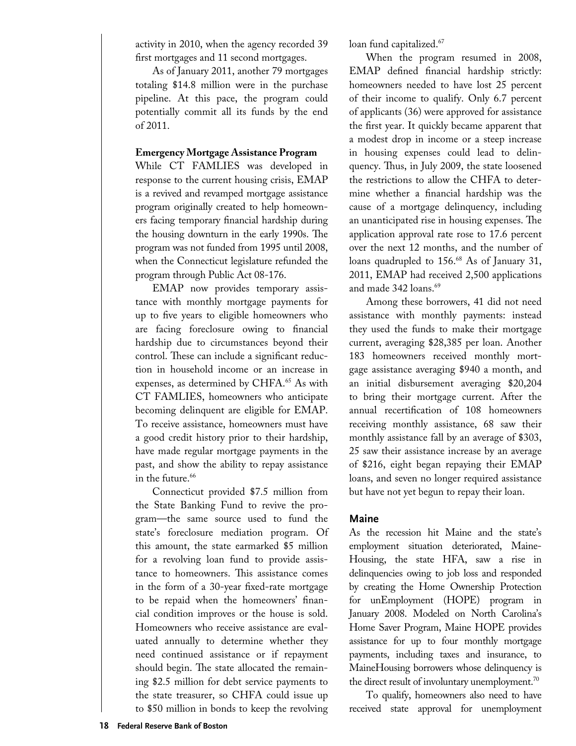activity in 2010, when the agency recorded 39 first mortgages and 11 second mortgages.

As of January 2011, another 79 mortgages totaling $14.8 million were in the purchase pipeline. At this pace, the program could potentially commit all its funds by the end of 2011.

**Emergency Mortgage Assistance Program**

While CT FAMLIES was developed in response to the current housing crisis, EMAP is a revived and revamped mortgage assistance program originally created to help homeowners facing temporary financial hardship during the housing downturn in the early 1990s. The program was not funded from 1995 until 2008, when the Connecticut legislature refunded the program through Public Act 08-176.

EMAP now provides temporary assistance with monthly mortgage payments for up to five years to eligible homeowners who are facing foreclosure owing to financial hardship due to circumstances beyond their control. These can include a significant reduction in household income or an increase in expenses, as determined by CHFA.[65] As with CT FAMLIES, homeowners who anticipate becoming delinquent are eligible for EMAP. To receive assistance, homeowners must have a good credit history prior to their hardship, have made regular mortgage payments in the past, and show the ability to repay assistance in the future.[66]

Connecticut provided $7.5 million from the State Banking Fund to revive the program—the same source used to fund the state's foreclosure mediation program. Of this amount, the state earmarked $5 million for a revolving loan fund to provide assistance to homeowners. This assistance comes in the form of a 30-year fixed-rate mortgage to be repaid when the homeowners' financial condition improves or the house is sold. Homeowners who receive assistance are evaluated annually to determine whether they need continued assistance or if repayment should begin. The state allocated the remaining $2.5 million for debt service payments to the state treasurer, so CHFA could issue up to $50 million in bonds to keep the revolving loan fund capitalized.[67]

When the program resumed in 2008, EMAP defined financial hardship strictly: homeowners needed to have lost 25 percent of their income to qualify. Only 6.7 percent of applicants (36) were approved for assistance the first year. It quickly became apparent that a modest drop in income or a steep increase in housing expenses could lead to delinquency. Thus, in July 2009, the state loosened the restrictions to allow the CHFA to determine whether a financial hardship was the cause of a mortgage delinquency, including an unanticipated rise in housing expenses. The application approval rate rose to 17.6 percent over the next 12 months, and the number of loans quadrupled to 156.[68] As of January 31, 2011, EMAP had received 2,500 applications and made 342 loans.[69]

Among these borrowers, 41 did not need assistance with monthly payments: instead they used the funds to make their mortgage current, averaging $28,385 per loan. Another 183 homeowners received monthly mortgage assistance averaging $940 a month, and an initial disbursement averaging $20,204 to bring their mortgage current. After the annual recertification of 108 homeowners receiving monthly assistance, 68 saw their monthly assistance fall by an average of $303, 25 saw their assistance increase by an average of $216, eight began repaying their EMAP loans, and seven no longer required assistance but have not yet begun to repay their loan.

## Maine

As the recession hit Maine and the state's employment situation deteriorated, MaineHousing, the state HFA, saw a rise in delinquencies owing to job loss and responded by creating the Home Ownership Protection for unEmployment (HOPE) program in January 2008. Modeled on North Carolina's Home Saver Program, Maine HOPE provides assistance for up to four monthly mortgage payments, including taxes and insurance, to MaineHousing borrowers whose delinquency is the direct result of involuntary unemployment.[70]

To qualify, homeowners also need to have received state approval for unemployment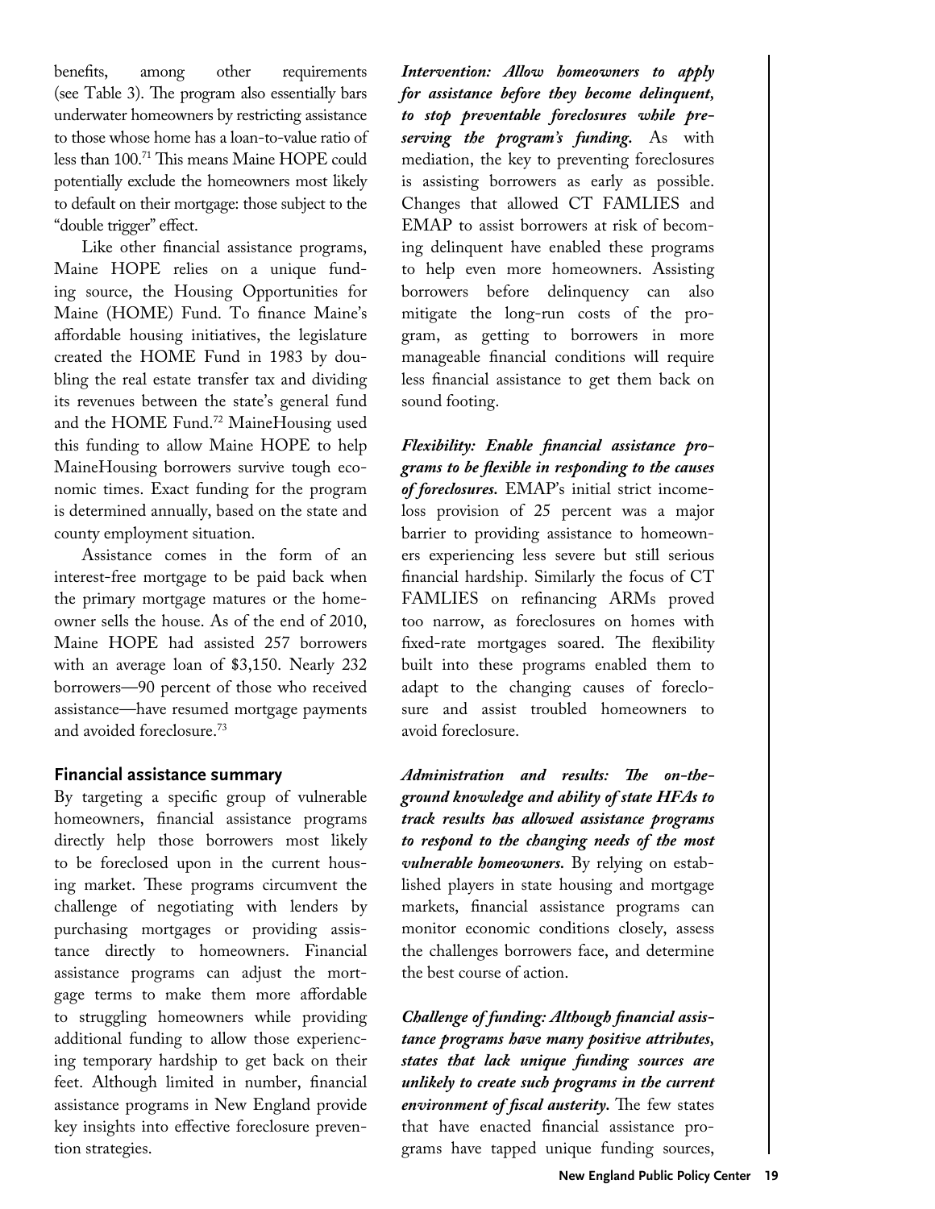benefits, among other requirements (see Table 3). The program also essentially bars underwater homeowners by restricting assistance to those whose home has a loan-to-value ratio of less than 100.[71] This means Maine HOPE could potentially exclude the homeowners most likely to default on their mortgage: those subject to the "double trigger" effect.

Like other financial assistance programs, Maine HOPE relies on a unique funding source, the Housing Opportunities for Maine (HOME) Fund. To finance Maine's affordable housing initiatives, the legislature created the HOME Fund in 1983 by doubling the real estate transfer tax and dividing its revenues between the state's general fund and the HOME Fund.[72] MaineHousing used this funding to allow Maine HOPE to help MaineHousing borrowers survive tough economic times. Exact funding for the program is determined annually, based on the state and county employment situation.

Assistance comes in the form of an interest-free mortgage to be paid back when the primary mortgage matures or the homeowner sells the house. As of the end of 2010, Maine HOPE had assisted 257 borrowers with an average loan of $3,150. Nearly 232 borrowers—90 percent of those who received assistance—have resumed mortgage payments and avoided foreclosure.[73]

### Financial assistance summary

By targeting a specific group of vulnerable homeowners, financial assistance programs directly help those borrowers most likely to be foreclosed upon in the current housing market. These programs circumvent the challenge of negotiating with lenders by purchasing mortgages or providing assistance directly to homeowners. Financial assistance programs can adjust the mortgage terms to make them more affordable to struggling homeowners while providing additional funding to allow those experiencing temporary hardship to get back on their feet. Although limited in number, financial assistance programs in New England provide key insights into effective foreclosure prevention strategies.

***Intervention: Allow homeowners to apply for assistance before they become delinquent, to stop preventable foreclosures while preserving the program's funding.*** As with mediation, the key to preventing foreclosures is assisting borrowers as early as possible. Changes that allowed CT FAMLIES and EMAP to assist borrowers at risk of becoming delinquent have enabled these programs to help even more homeowners. Assisting borrowers before delinquency can also mitigate the long-run costs of the program, as getting to borrowers in more manageable financial conditions will require less financial assistance to get them back on sound footing.

***Flexibility: Enable financial assistance programs to be flexible in responding to the causes of foreclosures.*** EMAP's initial strict income-loss provision of 25 percent was a major barrier to providing assistance to homeowners experiencing less severe but still serious financial hardship. Similarly the focus of CT FAMLIES on refinancing ARMs proved too narrow, as foreclosures on homes with fixed-rate mortgages soared. The flexibility built into these programs enabled them to adapt to the changing causes of foreclosure and assist troubled homeowners to avoid foreclosure.

***Administration and results: The on-the-ground knowledge and ability of state HFAs to track results has allowed assistance programs to respond to the changing needs of the most vulnerable homeowners.*** By relying on established players in state housing and mortgage markets, financial assistance programs can monitor economic conditions closely, assess the challenges borrowers face, and determine the best course of action.

***Challenge of funding: Although financial assistance programs have many positive attributes, states that lack unique funding sources are unlikely to create such programs in the current environment of fiscal austerity.*** The few states that have enacted financial assistance programs have tapped unique funding sources,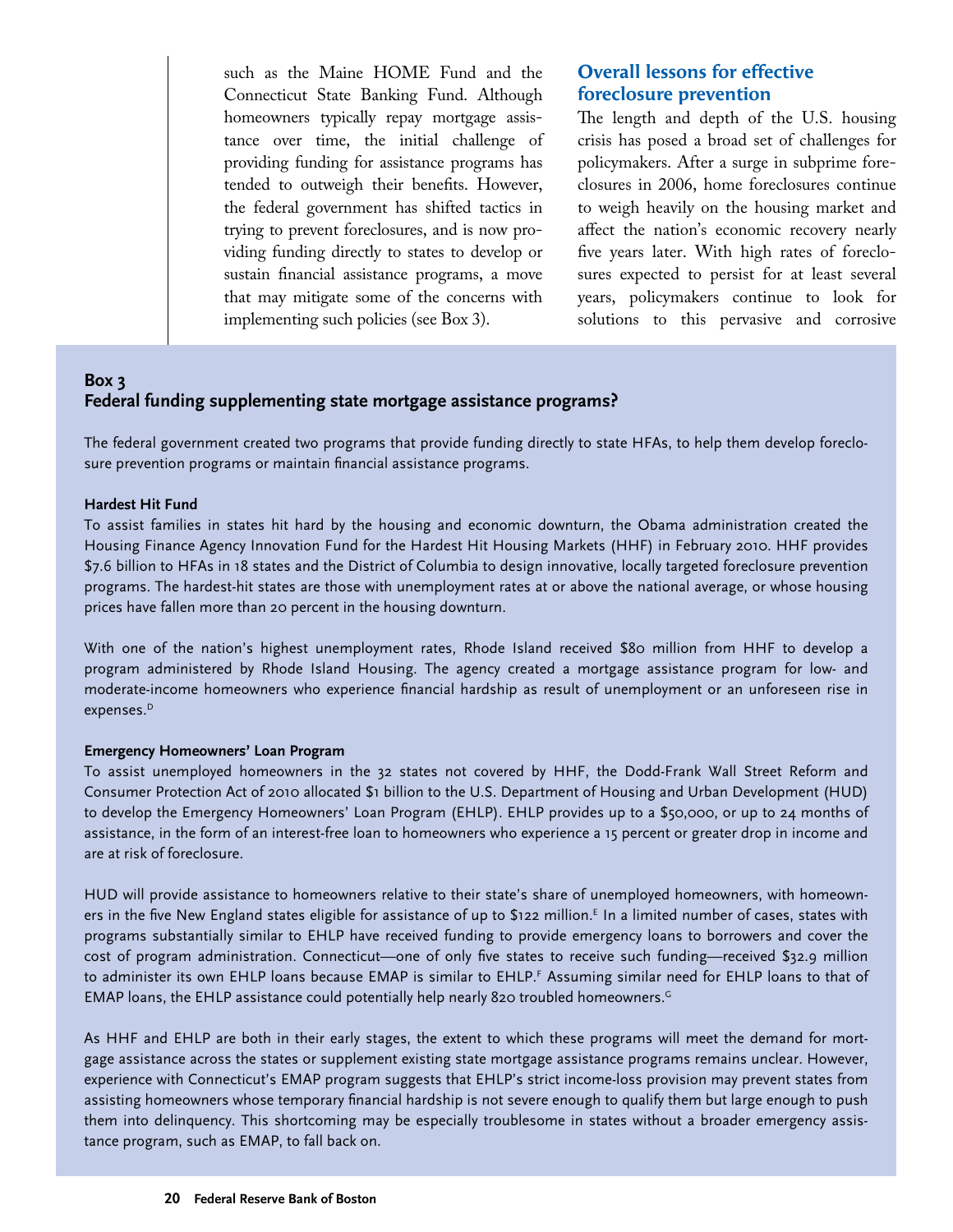such as the Maine HOME Fund and the Connecticut State Banking Fund. Although homeowners typically repay mortgage assistance over time, the initial challenge of providing funding for assistance programs has tended to outweigh their benefits. However, the federal government has shifted tactics in trying to prevent foreclosures, and is now providing funding directly to states to develop or sustain financial assistance programs, a move that may mitigate some of the concerns with implementing such policies (see Box 3).

## Overall lessons for effective foreclosure prevention

The length and depth of the U.S. housing crisis has posed a broad set of challenges for policymakers. After a surge in subprime foreclosures in 2006, home foreclosures continue to weigh heavily on the housing market and affect the nation's economic recovery nearly five years later. With high rates of foreclosures expected to persist for at least several years, policymakers continue to look for solutions to this pervasive and corrosive

### Box 3
### Federal funding supplementing state mortgage assistance programs?

The federal government created two programs that provide funding directly to state HFAs, to help them develop foreclosure prevention programs or maintain financial assistance programs.

**Hardest Hit Fund**

To assist families in states hit hard by the housing and economic downturn, the Obama administration created the Housing Finance Agency Innovation Fund for the Hardest Hit Housing Markets (HHF) in February 2010. HHF provides $7.6 billion to HFAs in 18 states and the District of Columbia to design innovative, locally targeted foreclosure prevention programs. The hardest-hit states are those with unemployment rates at or above the national average, or whose housing prices have fallen more than 20 percent in the housing downturn.

With one of the nation's highest unemployment rates, Rhode Island received $80 million from HHF to develop a program administered by Rhode Island Housing. The agency created a mortgage assistance program for low- and moderate-income homeowners who experience financial hardship as result of unemployment or an unforeseen rise in expenses.[D]

**Emergency Homeowners' Loan Program**

To assist unemployed homeowners in the 32 states not covered by HHF, the Dodd-Frank Wall Street Reform and Consumer Protection Act of 2010 allocated $1 billion to the U.S. Department of Housing and Urban Development (HUD) to develop the Emergency Homeowners' Loan Program (EHLP). EHLP provides up to a $50,000, or up to 24 months of assistance, in the form of an interest-free loan to homeowners who experience a 15 percent or greater drop in income and are at risk of foreclosure.

HUD will provide assistance to homeowners relative to their state's share of unemployed homeowners, with homeowners in the five New England states eligible for assistance of up to $122 million.[E] In a limited number of cases, states with programs substantially similar to EHLP have received funding to provide emergency loans to borrowers and cover the cost of program administration. Connecticut—one of only five states to receive such funding—received $32.9 million to administer its own EHLP loans because EMAP is similar to EHLP.[F] Assuming similar need for EHLP loans to that of EMAP loans, the EHLP assistance could potentially help nearly 820 troubled homeowners.[G]

As HHF and EHLP are both in their early stages, the extent to which these programs will meet the demand for mortgage assistance across the states or supplement existing state mortgage assistance programs remains unclear. However, experience with Connecticut's EMAP program suggests that EHLP's strict income-loss provision may prevent states from assisting homeowners whose temporary financial hardship is not severe enough to qualify them but large enough to push them into delinquency. This shortcoming may be especially troublesome in states without a broader emergency assistance program, such as EMAP, to fall back on.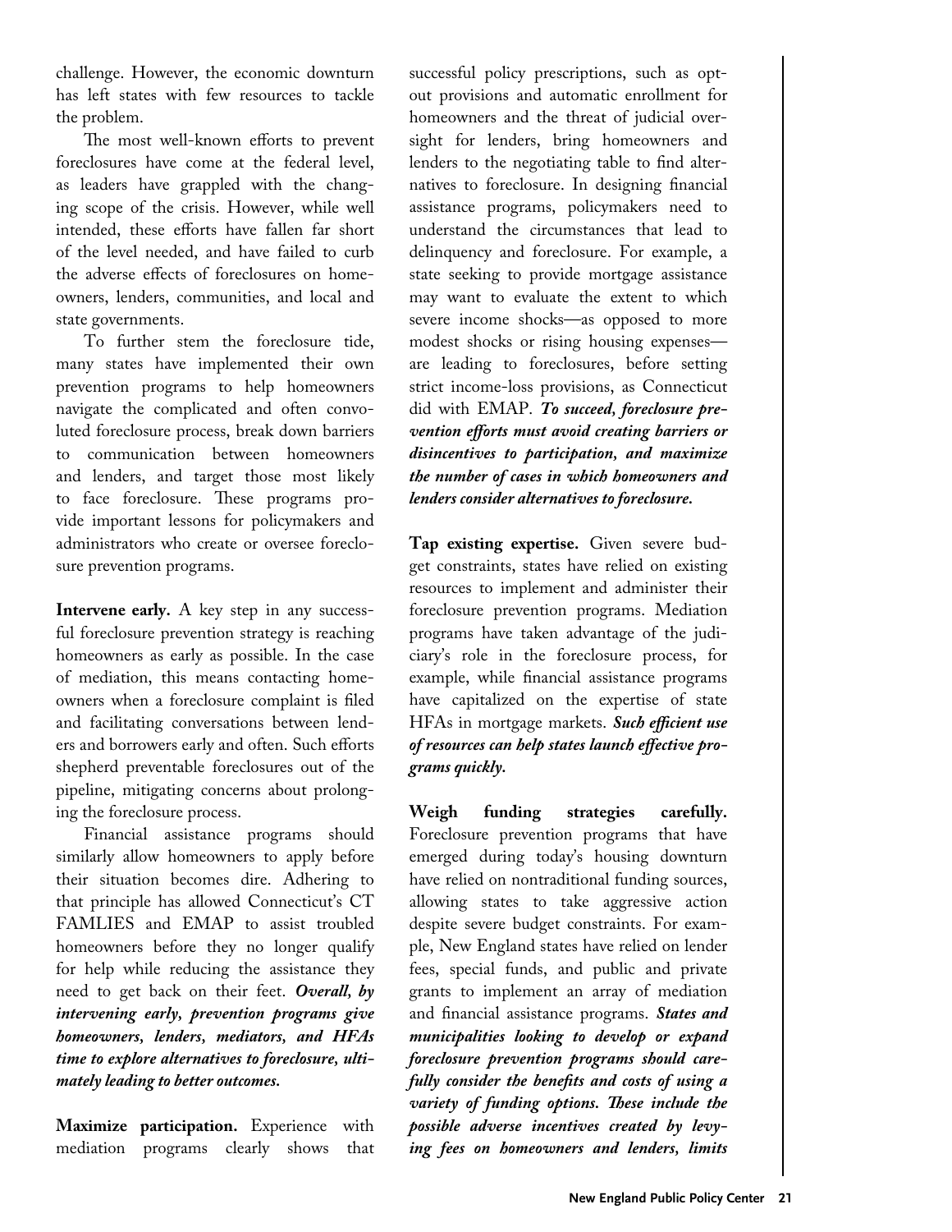challenge. However, the economic downturn has left states with few resources to tackle the problem.

The most well-known efforts to prevent foreclosures have come at the federal level, as leaders have grappled with the changing scope of the crisis. However, while well intended, these efforts have fallen far short of the level needed, and have failed to curb the adverse effects of foreclosures on homeowners, lenders, communities, and local and state governments.

To further stem the foreclosure tide, many states have implemented their own prevention programs to help homeowners navigate the complicated and often convoluted foreclosure process, break down barriers to communication between homeowners and lenders, and target those most likely to face foreclosure. These programs provide important lessons for policymakers and administrators who create or oversee foreclosure prevention programs.

**Intervene early.** A key step in any successful foreclosure prevention strategy is reaching homeowners as early as possible. In the case of mediation, this means contacting homeowners when a foreclosure complaint is filed and facilitating conversations between lenders and borrowers early and often. Such efforts shepherd preventable foreclosures out of the pipeline, mitigating concerns about prolonging the foreclosure process.

Financial assistance programs should similarly allow homeowners to apply before their situation becomes dire. Adhering to that principle has allowed Connecticut's CT FAMLIES and EMAP to assist troubled homeowners before they no longer qualify for help while reducing the assistance they need to get back on their feet. ***Overall, by intervening early, prevention programs give homeowners, lenders, mediators, and HFAs time to explore alternatives to foreclosure, ultimately leading to better outcomes.***

**Maximize participation.** Experience with mediation programs clearly shows that successful policy prescriptions, such as opt-out provisions and automatic enrollment for homeowners and the threat of judicial oversight for lenders, bring homeowners and lenders to the negotiating table to find alternatives to foreclosure. In designing financial assistance programs, policymakers need to understand the circumstances that lead to delinquency and foreclosure. For example, a state seeking to provide mortgage assistance may want to evaluate the extent to which severe income shocks—as opposed to more modest shocks or rising housing expenses—are leading to foreclosures, before setting strict income-loss provisions, as Connecticut did with EMAP. ***To succeed, foreclosure prevention efforts must avoid creating barriers or disincentives to participation, and maximize the number of cases in which homeowners and lenders consider alternatives to foreclosure.***

**Tap existing expertise.** Given severe budget constraints, states have relied on existing resources to implement and administer their foreclosure prevention programs. Mediation programs have taken advantage of the judiciary's role in the foreclosure process, for example, while financial assistance programs have capitalized on the expertise of state HFAs in mortgage markets. ***Such efficient use of resources can help states launch effective programs quickly.***

**Weigh funding strategies carefully.** Foreclosure prevention programs that have emerged during today's housing downturn have relied on nontraditional funding sources, allowing states to take aggressive action despite severe budget constraints. For example, New England states have relied on lender fees, special funds, and public and private grants to implement an array of mediation and financial assistance programs. ***States and municipalities looking to develop or expand foreclosure prevention programs should carefully consider the benefits and costs of using a variety of funding options. These include the possible adverse incentives created by levying fees on homeowners and lenders, limits***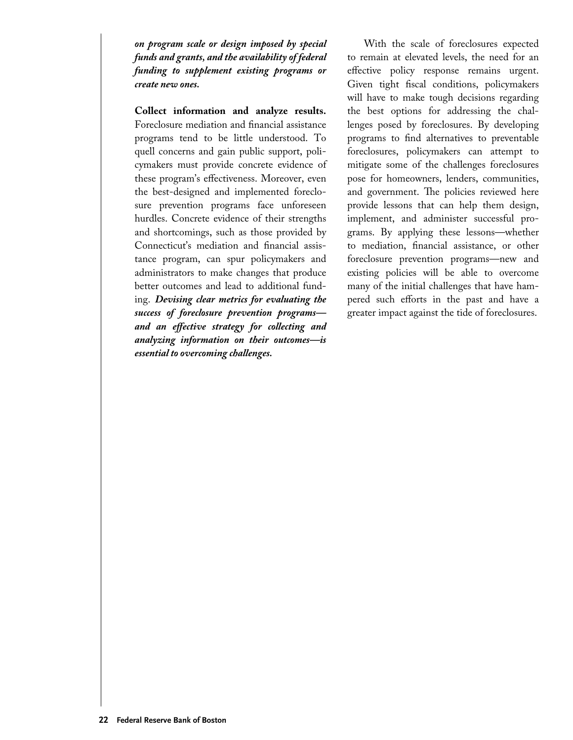***on program scale or design imposed by special funds and grants, and the availability of federal funding to supplement existing programs or create new ones.***

**Collect information and analyze results.** Foreclosure mediation and financial assistance programs tend to be little understood. To quell concerns and gain public support, policymakers must provide concrete evidence of these program's effectiveness. Moreover, even the best-designed and implemented foreclosure prevention programs face unforeseen hurdles. Concrete evidence of their strengths and shortcomings, such as those provided by Connecticut's mediation and financial assistance program, can spur policymakers and administrators to make changes that produce better outcomes and lead to additional funding. ***Devising clear metrics for evaluating the success of foreclosure prevention programs—and an effective strategy for collecting and analyzing information on their outcomes—is essential to overcoming challenges.***

With the scale of foreclosures expected to remain at elevated levels, the need for an effective policy response remains urgent. Given tight fiscal conditions, policymakers will have to make tough decisions regarding the best options for addressing the challenges posed by foreclosures. By developing programs to find alternatives to preventable foreclosures, policymakers can attempt to mitigate some of the challenges foreclosures pose for homeowners, lenders, communities, and government. The policies reviewed here provide lessons that can help them design, implement, and administer successful programs. By applying these lessons—whether to mediation, financial assistance, or other foreclosure prevention programs—new and existing policies will be able to overcome many of the initial challenges that have hampered such efforts in the past and have a greater impact against the tide of foreclosures.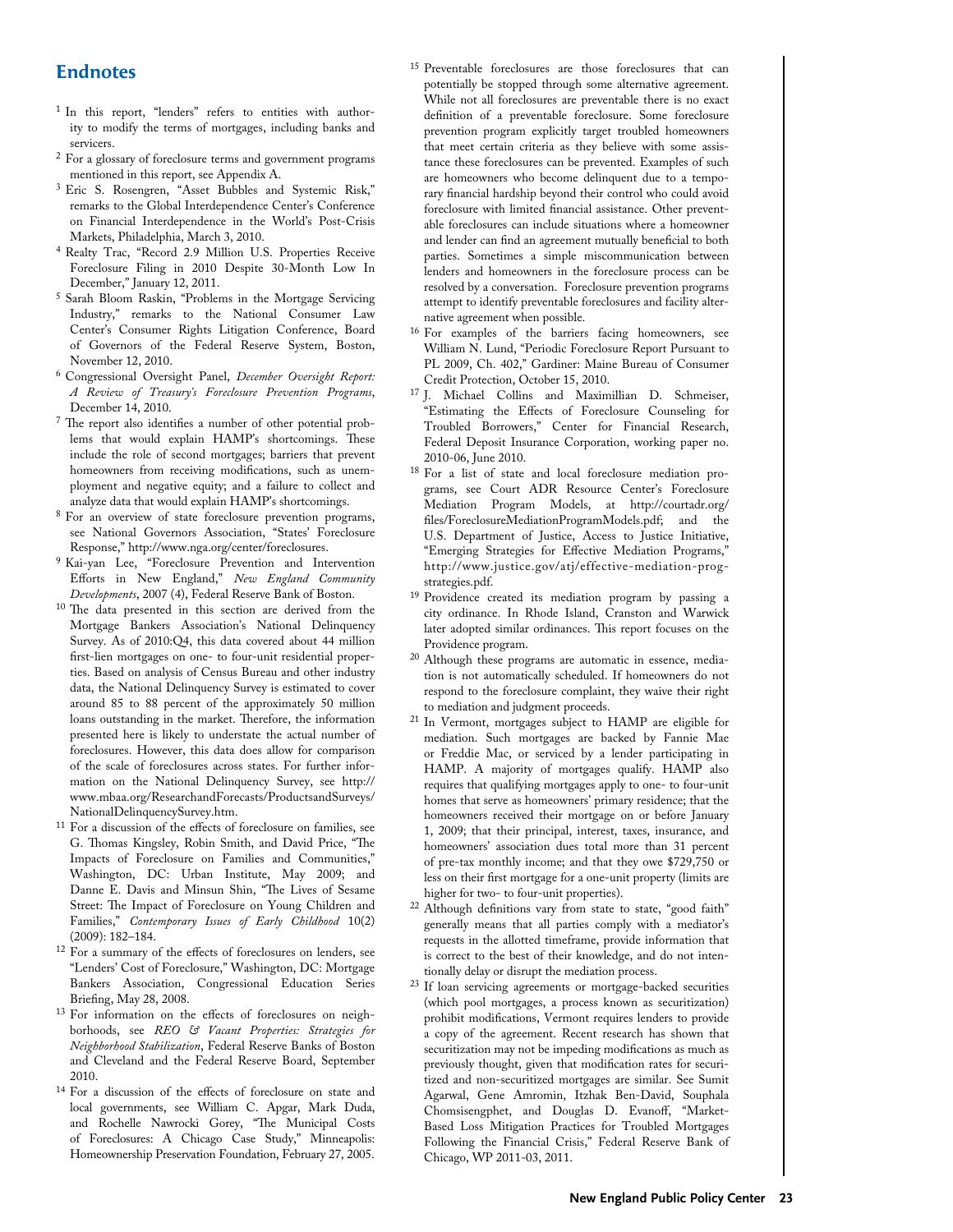## Endnotes

[1] In this report, "lenders" refers to entities with authority to modify the terms of mortgages, including banks and servicers.

[2] For a glossary of foreclosure terms and government programs mentioned in this report, see Appendix A.

[3] Eric S. Rosengren, "Asset Bubbles and Systemic Risk," remarks to the Global Interdependence Center's Conference on Financial Interdependence in the World's Post-Crisis Markets, Philadelphia, March 3, 2010.

[4] Realty Trac, "Record 2.9 Million U.S. Properties Receive Foreclosure Filing in 2010 Despite 30-Month Low In December," January 12, 2011.

[5] Sarah Bloom Raskin, "Problems in the Mortgage Servicing Industry," remarks to the National Consumer Law Center's Consumer Rights Litigation Conference, Board of Governors of the Federal Reserve System, Boston, November 12, 2010.

[6] Congressional Oversight Panel, *December Oversight Report: A Review of Treasury's Foreclosure Prevention Programs*, December 14, 2010.

[7] The report also identifies a number of other potential problems that would explain HAMP's shortcomings. These include the role of second mortgages; barriers that prevent homeowners from receiving modifications, such as unemployment and negative equity; and a failure to collect and analyze data that would explain HAMP's shortcomings.

[8] For an overview of state foreclosure prevention programs, see National Governors Association, "States' Foreclosure Response," http://www.nga.org/center/foreclosures.

[9] Kai-yan Lee, "Foreclosure Prevention and Intervention Efforts in New England," *New England Community Developments*, 2007 (4), Federal Reserve Bank of Boston.

[10] The data presented in this section are derived from the Mortgage Bankers Association's National Delinquency Survey. As of 2010:Q4, this data covered about 44 million first-lien mortgages on one- to four-unit residential properties. Based on analysis of Census Bureau and other industry data, the National Delinquency Survey is estimated to cover around 85 to 88 percent of the approximately 50 million loans outstanding in the market. Therefore, the information presented here is likely to understate the actual number of foreclosures. However, this data does allow for comparison of the scale of foreclosures across states. For further information on the National Delinquency Survey, see http://www.mbaa.org/ResearchandForecasts/ProductsandSurveys/NationalDelinquencySurvey.htm.

[11] For a discussion of the effects of foreclosure on families, see G. Thomas Kingsley, Robin Smith, and David Price, "The Impacts of Foreclosure on Families and Communities," Washington, DC: Urban Institute, May 2009; and Danne E. Davis and Minsun Shin, "The Lives of Sesame Street: The Impact of Foreclosure on Young Children and Families," *Contemporary Issues of Early Childhood* 10(2) (2009): 182–184.

[12] For a summary of the effects of foreclosures on lenders, see "Lenders' Cost of Foreclosure," Washington, DC: Mortgage Bankers Association, Congressional Education Series Briefing, May 28, 2008.

[13] For information on the effects of foreclosures on neighborhoods, see *REO & Vacant Properties: Strategies for Neighborhood Stabilization*, Federal Reserve Banks of Boston and Cleveland and the Federal Reserve Board, September 2010.

[14] For a discussion of the effects of foreclosure on state and local governments, see William C. Apgar, Mark Duda, and Rochelle Nawrocki Gorey, "The Municipal Costs of Foreclosures: A Chicago Case Study," Minneapolis: Homeownership Preservation Foundation, February 27, 2005.

[15] Preventable foreclosures are those foreclosures that can potentially be stopped through some alternative agreement. While not all foreclosures are preventable there is no exact definition of a preventable foreclosure. Some foreclosure prevention program explicitly target troubled homeowners that meet certain criteria as they believe with some assistance these foreclosures can be prevented. Examples of such are homeowners who become delinquent due to a temporary financial hardship beyond their control who could avoid foreclosure with limited financial assistance. Other preventable foreclosures can include situations where a homeowner and lender can find an agreement mutually beneficial to both parties. Sometimes a simple miscommunication between lenders and homeowners in the foreclosure process can be resolved by a conversation. Foreclosure prevention programs attempt to identify preventable foreclosures and facility alternative agreement when possible.

[16] For examples of the barriers facing homeowners, see William N. Lund, "Periodic Foreclosure Report Pursuant to PL 2009, Ch. 402," Gardiner: Maine Bureau of Consumer Credit Protection, October 15, 2010.

[17] J. Michael Collins and Maximillian D. Schmeiser, "Estimating the Effects of Foreclosure Counseling for Troubled Borrowers," Center for Financial Research, Federal Deposit Insurance Corporation, working paper no. 2010-06, June 2010.

[18] For a list of state and local foreclosure mediation programs, see Court ADR Resource Center's Foreclosure Mediation Program Models, at http://courtadr.org/files/ForeclosureMediationProgramModels.pdf; and the U.S. Department of Justice, Access to Justice Initiative, "Emerging Strategies for Effective Mediation Programs," http://www.justice.gov/atj/effective-mediation-prog-strategies.pdf.

[19] Providence created its mediation program by passing a city ordinance. In Rhode Island, Cranston and Warwick later adopted similar ordinances. This report focuses on the Providence program.

[20] Although these programs are automatic in essence, mediation is not automatically scheduled. If homeowners do not respond to the foreclosure complaint, they waive their right to mediation and judgment proceeds.

[21] In Vermont, mortgages subject to HAMP are eligible for mediation. Such mortgages are backed by Fannie Mae or Freddie Mac, or serviced by a lender participating in HAMP. A majority of mortgages qualify. HAMP also requires that qualifying mortgages apply to one- to four-unit homes that serve as homeowners' primary residence; that the homeowners received their mortgage on or before January 1, 2009; that their principal, interest, taxes, insurance, and homeowners' association dues total more than 31 percent of pre-tax monthly income; and that they owe $729,750 or less on their first mortgage for a one-unit property (limits are higher for two- to four-unit properties).

[22] Although definitions vary from state to state, "good faith" generally means that all parties comply with a mediator's requests in the allotted timeframe, provide information that is correct to the best of their knowledge, and do not intentionally delay or disrupt the mediation process.

[23] If loan servicing agreements or mortgage-backed securities (which pool mortgages, a process known as securitization) prohibit modifications, Vermont requires lenders to provide a copy of the agreement. Recent research has shown that securitization may not be impeding modifications as much as previously thought, given that modification rates for securitized and non-securitized mortgages are similar. See Sumit Agarwal, Gene Amromin, Itzhak Ben-David, Souphala Chomsisengphet, and Douglas D. Evanoff, "Market-Based Loss Mitigation Practices for Troubled Mortgages Following the Financial Crisis," Federal Reserve Bank of Chicago, WP 2011-03, 2011.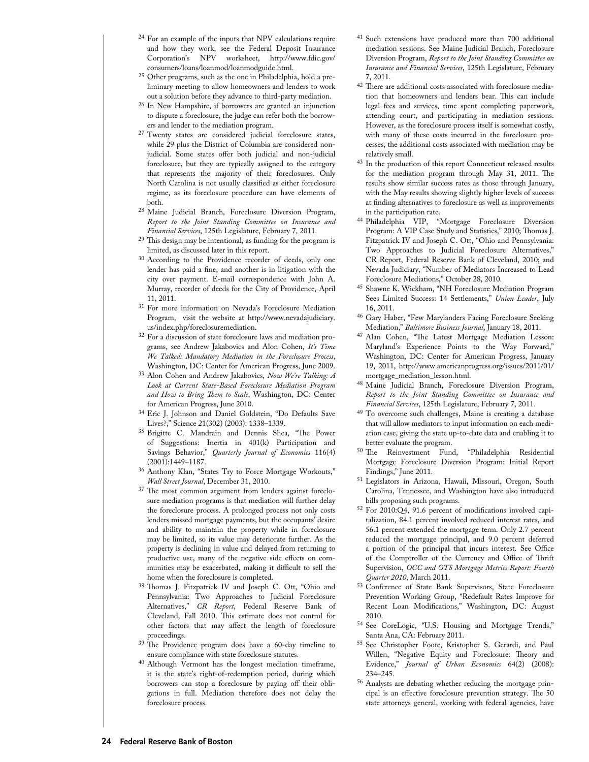[24] For an example of the inputs that NPV calculations require and how they work, see the Federal Deposit Insurance Corporation's NPV worksheet, http://www.fdic.gov/consumers/loans/loanmod/loanmodguide.html.

[25] Other programs, such as the one in Philadelphia, hold a preliminary meeting to allow homeowners and lenders to work out a solution before they advance to third-party mediation.

[26] In New Hampshire, if borrowers are granted an injunction to dispute a foreclosure, the judge can refer both the borrowers and lender to the mediation program.

[27] Twenty states are considered judicial foreclosure states, while 29 plus the District of Columbia are considered non-judicial. Some states offer both judicial and non-judicial foreclosure, but they are typically assigned to the category that represents the majority of their foreclosures. Only North Carolina is not usually classified as either foreclosure regime, as its foreclosure procedure can have elements of both.

[28] Maine Judicial Branch, Foreclosure Diversion Program, *Report to the Joint Standing Committee on Insurance and Financial Services*, 125th Legislature, February 7, 2011.

[29] This design may be intentional, as funding for the program is limited, as discussed later in this report.

[30] According to the Providence recorder of deeds, only one lender has paid a fine, and another is in litigation with the city over payment. E-mail correspondence with John A. Murray, recorder of deeds for the City of Providence, April 11, 2011.

[31] For more information on Nevada's Foreclosure Mediation Program, visit the website at http://www.nevadajudiciary.us/index.php/foreclosuremediation.

[32] For a discussion of state foreclosure laws and mediation programs, see Andrew Jakabovics and Alon Cohen, *It's Time We Talked: Mandatory Mediation in the Foreclosure Process*, Washington, DC: Center for American Progress, June 2009.

[33] Alon Cohen and Andrew Jakabovics, *Now We're Talking: A Look at Current State-Based Foreclosure Mediation Program and How to Bring Them to Scale*, Washington, DC: Center for American Progress, June 2010.

[34] Eric J. Johnson and Daniel Goldstein, "Do Defaults Save Lives?," Science 21(302) (2003): 1338–1339.

[35] Brigitte C. Mandrain and Dennis Shea, "The Power of Suggestions: Inertia in 401(k) Participation and Savings Behavior," *Quarterly Journal of Economics* 116(4) (2001):1449–1187.

[36] Anthony Klan, "States Try to Force Mortgage Workouts," *Wall Street Journal*, December 31, 2010.

[37] The most common argument from lenders against foreclosure mediation programs is that mediation will further delay the foreclosure process. A prolonged process not only costs lenders missed mortgage payments, but the occupants' desire and ability to maintain the property while in foreclosure may be limited, so its value may deteriorate further. As the property is declining in value and delayed from returning to productive use, many of the negative side effects on communities may be exacerbated, making it difficult to sell the home when the foreclosure is completed.

[38] Thomas J. Fitzpatrick IV and Joseph C. Ott, "Ohio and Pennsylvania: Two Approaches to Judicial Foreclosure Alternatives," *CR Report*, Federal Reserve Bank of Cleveland, Fall 2010. This estimate does not control for other factors that may affect the length of foreclosure proceedings.

[39] The Providence program does have a 60-day timeline to ensure compliance with state foreclosure statutes.

[40] Although Vermont has the longest mediation timeframe, it is the state's right-of-redemption period, during which borrowers can stop a foreclosure by paying off their obligations in full. Mediation therefore does not delay the foreclosure process.

[41] Such extensions have produced more than 700 additional mediation sessions. See Maine Judicial Branch, Foreclosure Diversion Program, *Report to the Joint Standing Committee on Insurance and Financial Services*, 125th Legislature, February 7, 2011.

[42] There are additional costs associated with foreclosure mediation that homeowners and lenders bear. This can include legal fees and services, time spent completing paperwork, attending court, and participating in mediation sessions. However, as the foreclosure process itself is somewhat costly, with many of these costs incurred in the foreclosure processes, the additional costs associated with mediation may be relatively small.

[43] In the production of this report Connecticut released results for the mediation program through May 31, 2011. The results show similar success rates as those through January, with the May results showing slightly higher levels of success at finding alternatives to foreclosure as well as improvements in the participation rate.

[44] Philadelphia VIP, "Mortgage Foreclosure Diversion Program: A VIP Case Study and Statistics," 2010; Thomas J. Fitzpatrick IV and Joseph C. Ott, "Ohio and Pennsylvania: Two Approaches to Judicial Foreclosure Alternatives," CR Report, Federal Reserve Bank of Cleveland, 2010; and Nevada Judiciary, "Number of Mediators Increased to Lead Foreclosure Mediations," October 28, 2010.

[45] Shawne K. Wickham, "NH Foreclosure Mediation Program Sees Limited Success: 14 Settlements," *Union Leader*, July 16, 2011.

[46] Gary Haber, "Few Marylanders Facing Foreclosure Seeking Mediation," *Baltimore Business Journal*, January 18, 2011.

[47] Alan Cohen, "The Latest Mortgage Mediation Lesson: Maryland's Experience Points to the Way Forward," Washington, DC: Center for American Progress, January 19, 2011, http://www.americanprogress.org/issues/2011/01/mortgage_mediation_lesson.html.

[48] Maine Judicial Branch, Foreclosure Diversion Program, *Report to the Joint Standing Committee on Insurance and Financial Services*, 125th Legislature, February 7, 2011.

[49] To overcome such challenges, Maine is creating a database that will allow mediators to input information on each mediation case, giving the state up-to-date data and enabling it to better evaluate the program.

[50] The Reinvestment Fund, "Philadelphia Residential Mortgage Foreclosure Diversion Program: Initial Report Findings," June 2011.

[51] Legislators in Arizona, Hawaii, Missouri, Oregon, South Carolina, Tennessee, and Washington have also introduced bills proposing such programs.

[52] For 2010:Q4, 91.6 percent of modifications involved capitalization, 84.1 percent involved reduced interest rates, and 56.1 percent extended the mortgage term. Only 2.7 percent reduced the mortgage principal, and 9.0 percent deferred a portion of the principal that incurs interest. See Office of the Comptroller of the Currency and Office of Thrift Supervision, *OCC and OTS Mortgage Metrics Report: Fourth Quarter 2010*, March 2011.

[53] Conference of State Bank Supervisors, State Foreclosure Prevention Working Group, "Redefault Rates Improve for Recent Loan Modifications," Washington, DC: August 2010.

[54] See CoreLogic, "U.S. Housing and Mortgage Trends," Santa Ana, CA: February 2011.

[55] See Christopher Foote, Kristopher S. Gerardi, and Paul Willen, "Negative Equity and Foreclosure: Theory and Evidence," *Journal of Urban Economics* 64(2) (2008): 234–245.

[56] Analysts are debating whether reducing the mortgage principal is an effective foreclosure prevention strategy. The 50 state attorneys general, working with federal agencies, have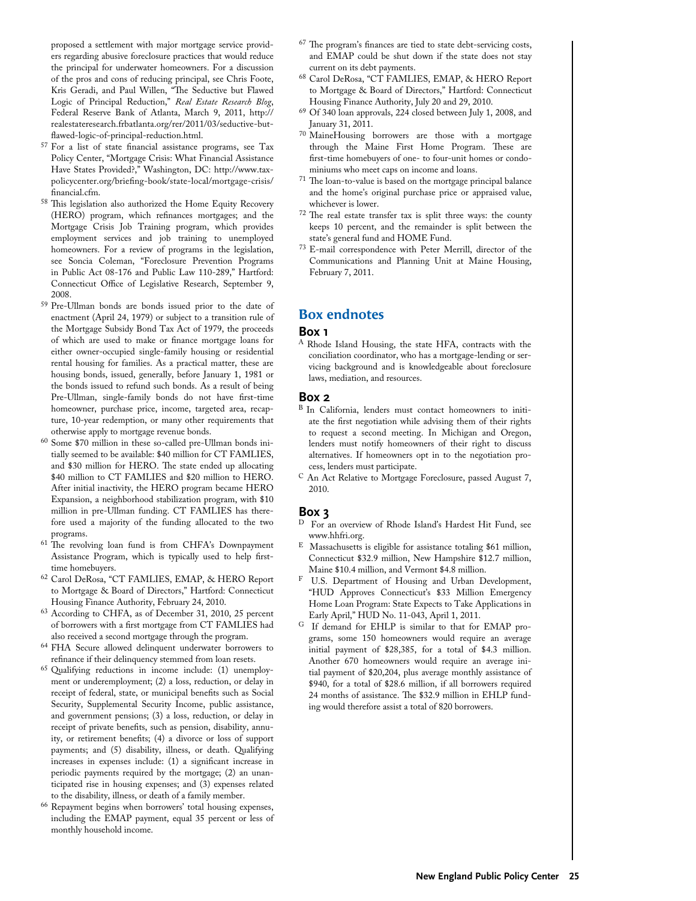proposed a settlement with major mortgage service providers regarding abusive foreclosure practices that would reduce the principal for underwater homeowners. For a discussion of the pros and cons of reducing principal, see Chris Foote, Kris Geradi, and Paul Willen, "The Seductive but Flawed Logic of Principal Reduction," *Real Estate Research Blog*, Federal Reserve Bank of Atlanta, March 9, 2011, http://realestateresearch.frbatlanta.org/rer/2011/03/seductive-but-flawed-logic-of-principal-reduction.html.

[57] For a list of state financial assistance programs, see Tax Policy Center, "Mortgage Crisis: What Financial Assistance Have States Provided?," Washington, DC: http://www.taxpolicycenter.org/briefing-book/state-local/mortgage-crisis/financial.cfm.

[58] This legislation also authorized the Home Equity Recovery (HERO) program, which refinances mortgages; and the Mortgage Crisis Job Training program, which provides employment services and job training to unemployed homeowners. For a review of programs in the legislation, see Soncia Coleman, "Foreclosure Prevention Programs in Public Act 08-176 and Public Law 110-289," Hartford: Connecticut Office of Legislative Research, September 9, 2008.

[59] Pre-Ullman bonds are bonds issued prior to the date of enactment (April 24, 1979) or subject to a transition rule of the Mortgage Subsidy Bond Tax Act of 1979, the proceeds of which are used to make or finance mortgage loans for either owner-occupied single-family housing or residential rental housing for families. As a practical matter, these are housing bonds, issued, generally, before January 1, 1981 or the bonds issued to refund such bonds. As a result of being Pre-Ullman, single-family bonds do not have first-time homeowner, purchase price, income, targeted area, recapture, 10-year redemption, or many other requirements that otherwise apply to mortgage revenue bonds.

[60] Some $70 million in these so-called pre-Ullman bonds initially seemed to be available: $40 million for CT FAMLIES, and $30 million for HERO. The state ended up allocating $40 million to CT FAMLIES and $20 million to HERO. After initial inactivity, the HERO program became HERO Expansion, a neighborhood stabilization program, with $10 million in pre-Ullman funding. CT FAMLIES has therefore used a majority of the funding allocated to the two programs.

[61] The revolving loan fund is from CHFA's Downpayment Assistance Program, which is typically used to help first-time homebuyers.

[62] Carol DeRosa, "CT FAMLIES, EMAP, & HERO Report to Mortgage & Board of Directors," Hartford: Connecticut Housing Finance Authority, February 24, 2010.

[63] According to CHFA, as of December 31, 2010, 25 percent of borrowers with a first mortgage from CT FAMLIES had also received a second mortgage through the program.

[64] FHA Secure allowed delinquent underwater borrowers to refinance if their delinquency stemmed from loan resets.

[65] Qualifying reductions in income include: (1) unemployment or underemployment; (2) a loss, reduction, or delay in receipt of federal, state, or municipal benefits such as Social Security, Supplemental Security Income, public assistance, and government pensions; (3) a loss, reduction, or delay in receipt of private benefits, such as pension, disability, annuity, or retirement benefits; (4) a divorce or loss of support payments; and (5) disability, illness, or death. Qualifying increases in expenses include: (1) a significant increase in periodic payments required by the mortgage; (2) an unanticipated rise in housing expenses; and (3) expenses related to the disability, illness, or death of a family member.

[66] Repayment begins when borrowers' total housing expenses, including the EMAP payment, equal 35 percent or less of monthly household income.

[67] The program's finances are tied to state debt-servicing costs, and EMAP could be shut down if the state does not stay current on its debt payments.

[68] Carol DeRosa, "CT FAMLIES, EMAP, & HERO Report to Mortgage & Board of Directors," Hartford: Connecticut Housing Finance Authority, July 20 and 29, 2010.

[69] Of 340 loan approvals, 224 closed between July 1, 2008, and January 31, 2011.

[70] MaineHousing borrowers are those with a mortgage through the Maine First Home Program. These are first-time homebuyers of one- to four-unit homes or condominiums who meet caps on income and loans.

[71] The loan-to-value is based on the mortgage principal balance and the home's original purchase price or appraised value, whichever is lower.

[72] The real estate transfer tax is split three ways: the county keeps 10 percent, and the remainder is split between the state's general fund and HOME Fund.

[73] E-mail correspondence with Peter Merrill, director of the Communications and Planning Unit at Maine Housing, February 7, 2011.

## Box endnotes

### Box 1

[A] Rhode Island Housing, the state HFA, contracts with the conciliation coordinator, who has a mortgage-lending or servicing background and is knowledgeable about foreclosure laws, mediation, and resources.

### Box 2

[B] In California, lenders must contact homeowners to initiate the first negotiation while advising them of their rights to request a second meeting. In Michigan and Oregon, lenders must notify homeowners of their right to discuss alternatives. If homeowners opt in to the negotiation process, lenders must participate.

[C] An Act Relative to Mortgage Foreclosure, passed August 7, 2010.

### Box 3

[D] For an overview of Rhode Island's Hardest Hit Fund, see www.hhfri.org.

[E] Massachusetts is eligible for assistance totaling $61 million, Connecticut $32.9 million, New Hampshire $12.7 million, Maine $10.4 million, and Vermont $4.8 million.

[F] U.S. Department of Housing and Urban Development, "HUD Approves Connecticut's $33 Million Emergency Home Loan Program: State Expects to Take Applications in Early April," HUD No. 11-043, April 1, 2011.

[G] If demand for EHLP is similar to that for EMAP programs, some 150 homeowners would require an average initial payment of $28,385, for a total of $4.3 million. Another 670 homeowners would require an average initial payment of $20,204, plus average monthly assistance of $940, for a total of $28.6 million, if all borrowers required 24 months of assistance. The $32.9 million in EHLP funding would therefore assist a total of 820 borrowers.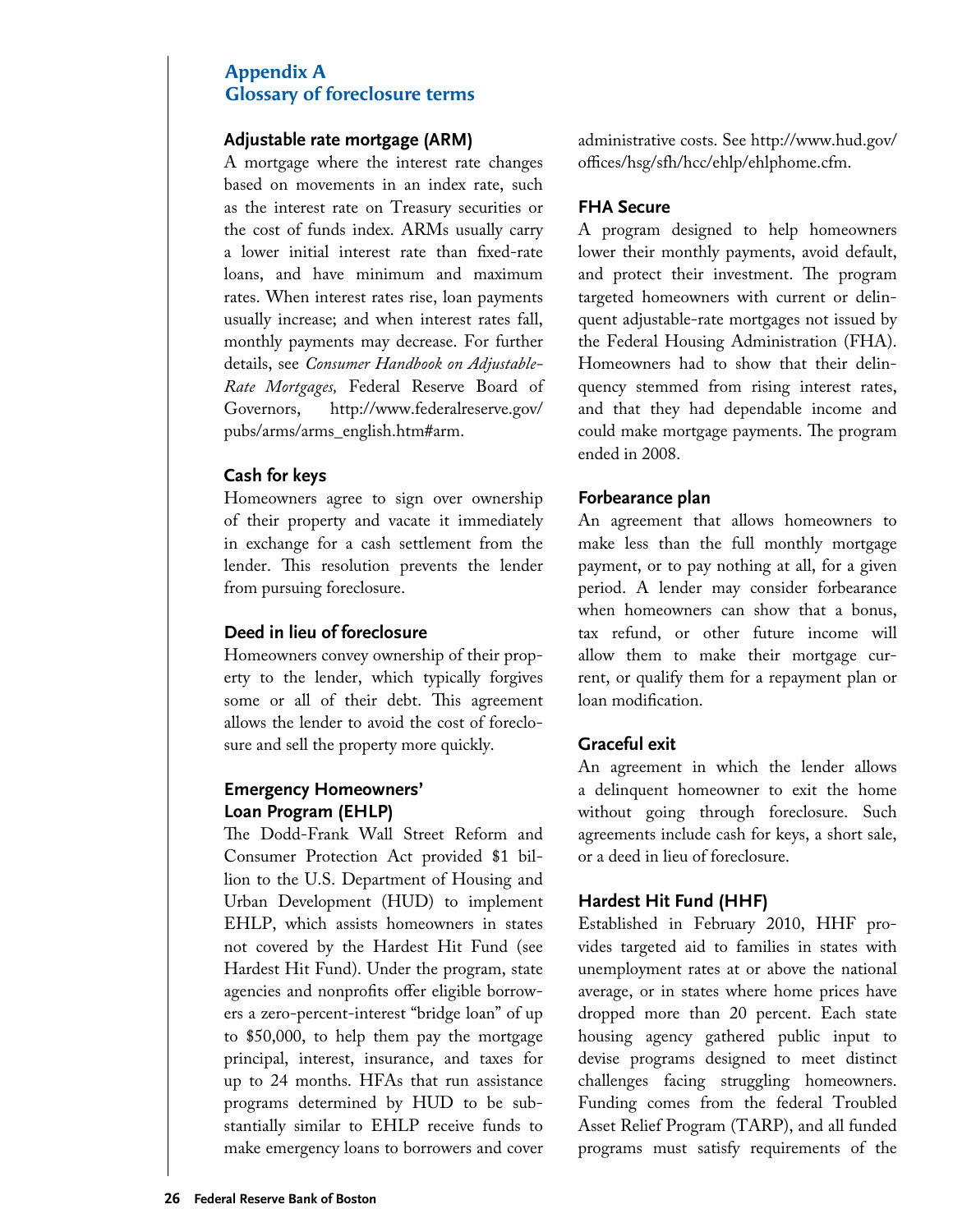## Appendix A
## Glossary of foreclosure terms

### Adjustable rate mortgage (ARM)

A mortgage where the interest rate changes based on movements in an index rate, such as the interest rate on Treasury securities or the cost of funds index. ARMs usually carry a lower initial interest rate than fixed-rate loans, and have minimum and maximum rates. When interest rates rise, loan payments usually increase; and when interest rates fall, monthly payments may decrease. For further details, see *Consumer Handbook on Adjustable-Rate Mortgages,* Federal Reserve Board of Governors, http://www.federalreserve.gov/pubs/arms/arms_english.htm#arm.

### Cash for keys

Homeowners agree to sign over ownership of their property and vacate it immediately in exchange for a cash settlement from the lender. This resolution prevents the lender from pursuing foreclosure.

### Deed in lieu of foreclosure

Homeowners convey ownership of their property to the lender, which typically forgives some or all of their debt. This agreement allows the lender to avoid the cost of foreclosure and sell the property more quickly.

### Emergency Homeowners' Loan Program (EHLP)

The Dodd-Frank Wall Street Reform and Consumer Protection Act provided $1 billion to the U.S. Department of Housing and Urban Development (HUD) to implement EHLP, which assists homeowners in states not covered by the Hardest Hit Fund (see Hardest Hit Fund). Under the program, state agencies and nonprofits offer eligible borrowers a zero-percent-interest "bridge loan" of up to $50,000, to help them pay the mortgage principal, interest, insurance, and taxes for up to 24 months. HFAs that run assistance programs determined by HUD to be substantially similar to EHLP receive funds to make emergency loans to borrowers and cover administrative costs. See http://www.hud.gov/offices/hsg/sfh/hcc/ehlp/ehlphome.cfm.

### FHA Secure

A program designed to help homeowners lower their monthly payments, avoid default, and protect their investment. The program targeted homeowners with current or delinquent adjustable-rate mortgages not issued by the Federal Housing Administration (FHA). Homeowners had to show that their delinquency stemmed from rising interest rates, and that they had dependable income and could make mortgage payments. The program ended in 2008.

### Forbearance plan

An agreement that allows homeowners to make less than the full monthly mortgage payment, or to pay nothing at all, for a given period. A lender may consider forbearance when homeowners can show that a bonus, tax refund, or other future income will allow them to make their mortgage current, or qualify them for a repayment plan or loan modification.

### Graceful exit

An agreement in which the lender allows a delinquent homeowner to exit the home without going through foreclosure. Such agreements include cash for keys, a short sale, or a deed in lieu of foreclosure.

### Hardest Hit Fund (HHF)

Established in February 2010, HHF provides targeted aid to families in states with unemployment rates at or above the national average, or in states where home prices have dropped more than 20 percent. Each state housing agency gathered public input to devise programs designed to meet distinct challenges facing struggling homeowners. Funding comes from the federal Troubled Asset Relief Program (TARP), and all funded programs must satisfy requirements of the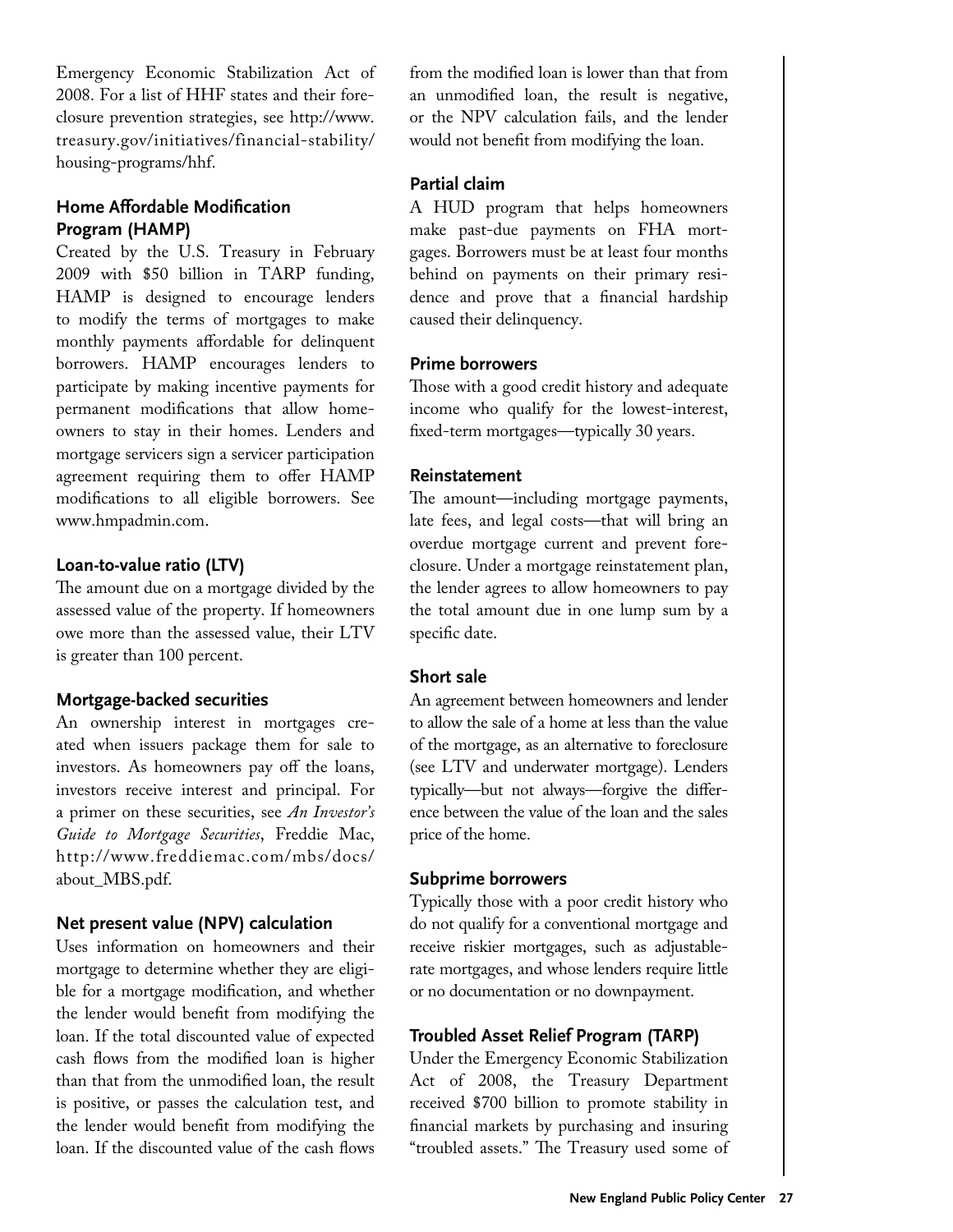Emergency Economic Stabilization Act of 2008. For a list of HHF states and their foreclosure prevention strategies, see http://www.treasury.gov/initiatives/financial-stability/housing-programs/hhf.

### Home Affordable Modification Program (HAMP)

Created by the U.S. Treasury in February 2009 with $50 billion in TARP funding, HAMP is designed to encourage lenders to modify the terms of mortgages to make monthly payments affordable for delinquent borrowers. HAMP encourages lenders to participate by making incentive payments for permanent modifications that allow homeowners to stay in their homes. Lenders and mortgage servicers sign a servicer participation agreement requiring them to offer HAMP modifications to all eligible borrowers. See www.hmpadmin.com.

### Loan-to-value ratio (LTV)

The amount due on a mortgage divided by the assessed value of the property. If homeowners owe more than the assessed value, their LTV is greater than 100 percent.

### Mortgage-backed securities

An ownership interest in mortgages created when issuers package them for sale to investors. As homeowners pay off the loans, investors receive interest and principal. For a primer on these securities, see *An Investor's Guide to Mortgage Securities*, Freddie Mac, http://www.freddiemac.com/mbs/docs/about_MBS.pdf.

### Net present value (NPV) calculation

Uses information on homeowners and their mortgage to determine whether they are eligible for a mortgage modification, and whether the lender would benefit from modifying the loan. If the total discounted value of expected cash flows from the modified loan is higher than that from the unmodified loan, the result is positive, or passes the calculation test, and the lender would benefit from modifying the loan. If the discounted value of the cash flows from the modified loan is lower than that from an unmodified loan, the result is negative, or the NPV calculation fails, and the lender would not benefit from modifying the loan.

### Partial claim

A HUD program that helps homeowners make past-due payments on FHA mortgages. Borrowers must be at least four months behind on payments on their primary residence and prove that a financial hardship caused their delinquency.

### Prime borrowers

Those with a good credit history and adequate income who qualify for the lowest-interest, fixed-term mortgages—typically 30 years.

### Reinstatement

The amount—including mortgage payments, late fees, and legal costs—that will bring an overdue mortgage current and prevent foreclosure. Under a mortgage reinstatement plan, the lender agrees to allow homeowners to pay the total amount due in one lump sum by a specific date.

### Short sale

An agreement between homeowners and lender to allow the sale of a home at less than the value of the mortgage, as an alternative to foreclosure (see LTV and underwater mortgage). Lenders typically—but not always—forgive the difference between the value of the loan and the sales price of the home.

### Subprime borrowers

Typically those with a poor credit history who do not qualify for a conventional mortgage and receive riskier mortgages, such as adjustable-rate mortgages, and whose lenders require little or no documentation or no downpayment.

### Troubled Asset Relief Program (TARP)

Under the Emergency Economic Stabilization Act of 2008, the Treasury Department received $700 billion to promote stability in financial markets by purchasing and insuring "troubled assets." The Treasury used some of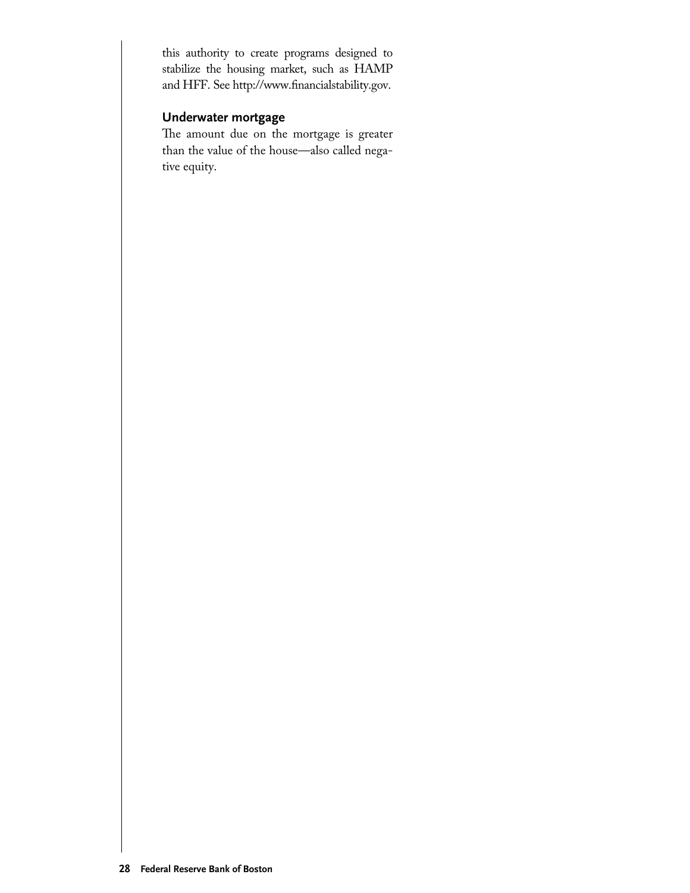this authority to create programs designed to stabilize the housing market, such as HAMP and HFF. See http://www.financialstability.gov.

### Underwater mortgage

The amount due on the mortgage is greater than the value of the house—also called negative equity.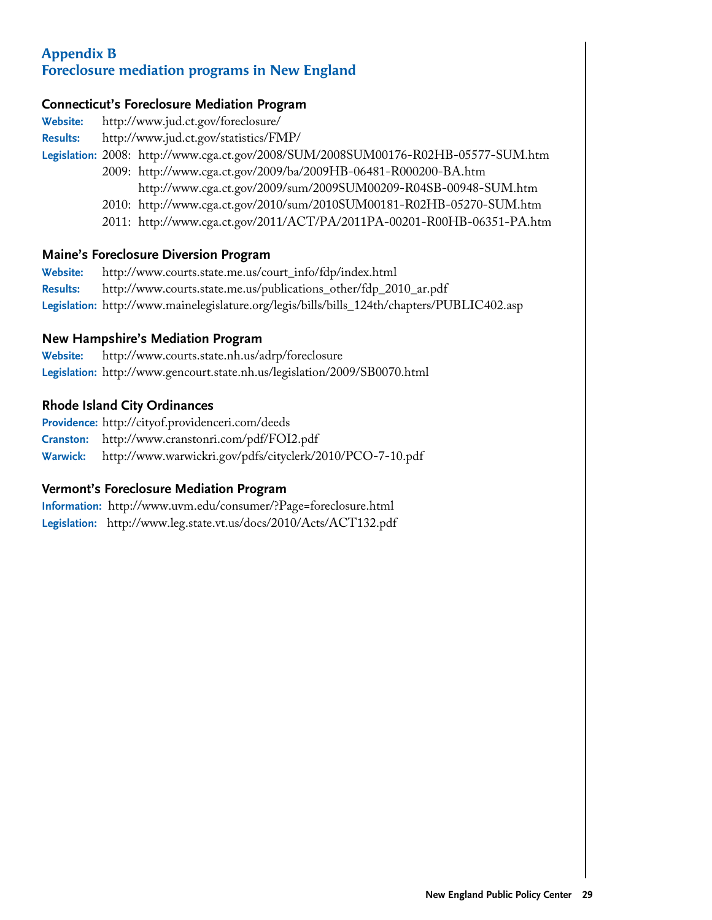# Appendix B
# Foreclosure mediation programs in New England

## Connecticut's Foreclosure Mediation Program

**Website:** http://www.jud.ct.gov/foreclosure/

**Results:** http://www.jud.ct.gov/statistics/FMP/

**Legislation:** 2008: http://www.cga.ct.gov/2008/SUM/2008SUM00176-R02HB-05577-SUM.htm
2009: http://www.cga.ct.gov/2009/ba/2009HB-06481-R000200-BA.htm
http://www.cga.ct.gov/2009/sum/2009SUM00209-R04SB-00948-SUM.htm
2010: http://www.cga.ct.gov/2010/sum/2010SUM00181-R02HB-05270-SUM.htm
2011: http://www.cga.ct.gov/2011/ACT/PA/2011PA-00201-R00HB-06351-PA.htm

## Maine's Foreclosure Diversion Program

**Website:** http://www.courts.state.me.us/court_info/fdp/index.html

**Results:** http://www.courts.state.me.us/publications_other/fdp_2010_ar.pdf

**Legislation:** http://www.mainelegislature.org/legis/bills/bills_124th/chapters/PUBLIC402.asp

## New Hampshire's Mediation Program

**Website:** http://www.courts.state.nh.us/adrp/foreclosure

**Legislation:** http://www.gencourt.state.nh.us/legislation/2009/SB0070.html

## Rhode Island City Ordinances

**Providence:** http://cityof.providenceri.com/deeds

**Cranston:** http://www.cranstonri.com/pdf/FOI2.pdf

**Warwick:** http://www.warwickri.gov/pdfs/cityclerk/2010/PCO-7-10.pdf

## Vermont's Foreclosure Mediation Program

**Information:** http://www.uvm.edu/consumer/?Page=foreclosure.html

**Legislation:** http://www.leg.state.vt.us/docs/2010/Acts/ACT132.pdf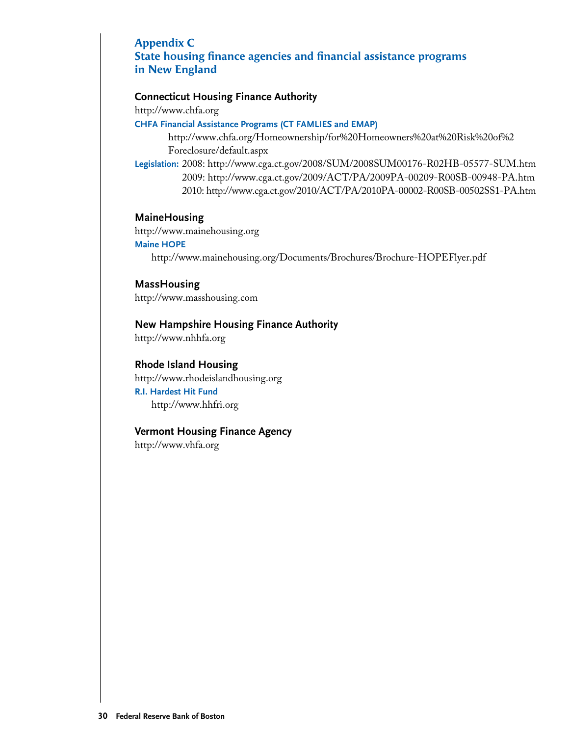# Appendix C
# State housing finance agencies and financial assistance programs in New England

### Connecticut Housing Finance Authority

http://www.chfa.org

**CHFA Financial Assistance Programs (CT FAMLIES and EMAP)**

http://www.chfa.org/Homeownership/for%20Homeowners%20at%20Risk%20of%2 Foreclosure/default.aspx

**Legislation:** 2008: http://www.cga.ct.gov/2008/SUM/2008SUM00176-R02HB-05577-SUM.htm
2009: http://www.cga.ct.gov/2009/ACT/PA/2009PA-00209-R00SB-00948-PA.htm
2010: http://www.cga.ct.gov/2010/ACT/PA/2010PA-00002-R00SB-00502SS1-PA.htm

### MaineHousing

http://www.mainehousing.org

**Maine HOPE**

http://www.mainehousing.org/Documents/Brochures/Brochure-HOPEFlyer.pdf

### MassHousing

http://www.masshousing.com

### New Hampshire Housing Finance Authority

http://www.nhhfa.org

### Rhode Island Housing

http://www.rhodeislandhousing.org

**R.I. Hardest Hit Fund**

http://www.hhfri.org

### Vermont Housing Finance Agency

http://www.vhfa.org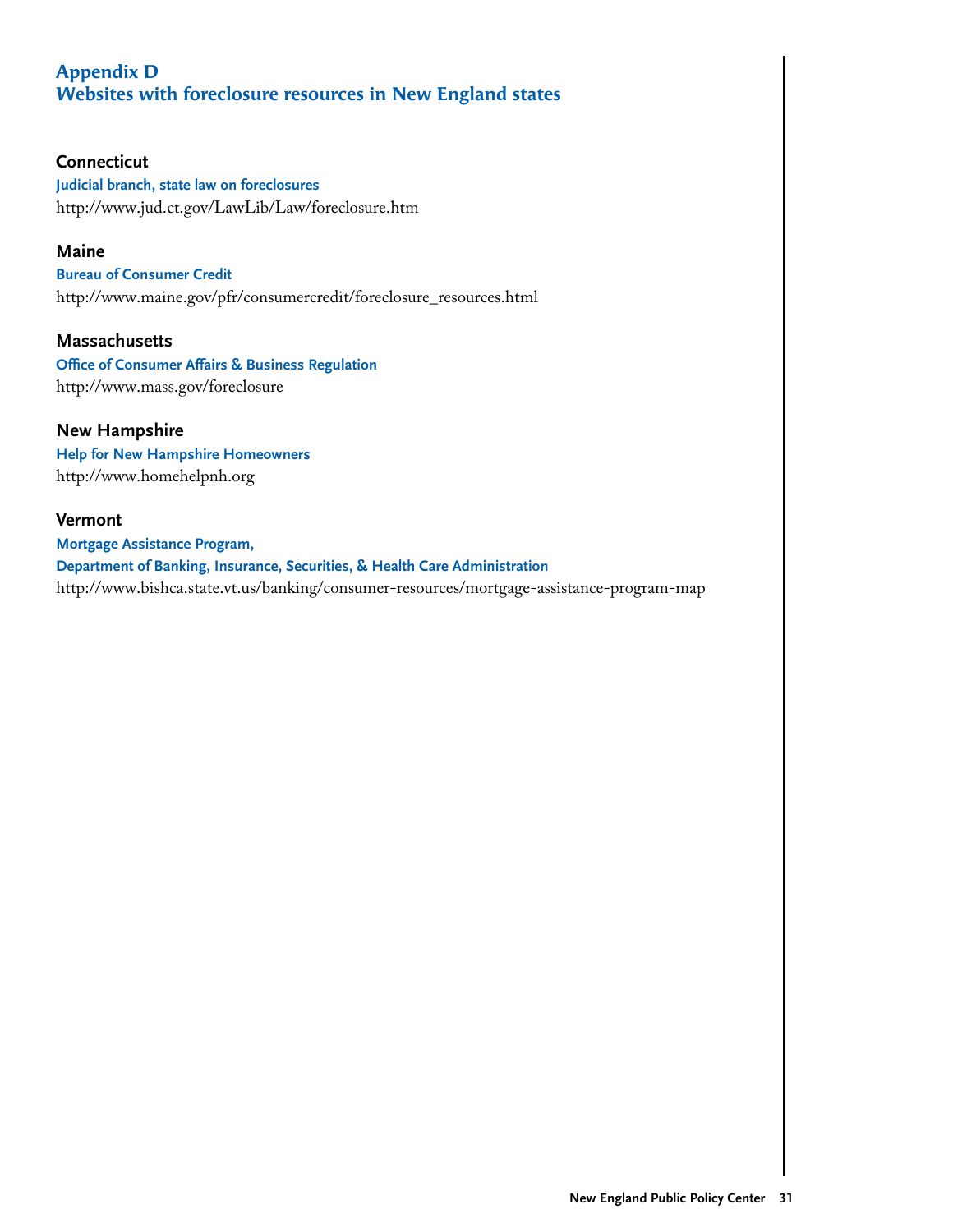# Appendix D
# Websites with foreclosure resources in New England states

## Connecticut

**Judicial branch, state law on foreclosures**

http://www.jud.ct.gov/LawLib/Law/foreclosure.htm

## Maine

**Bureau of Consumer Credit**

http://www.maine.gov/pfr/consumercredit/foreclosure_resources.html

## Massachusetts

**Office of Consumer Affairs & Business Regulation**

http://www.mass.gov/foreclosure

## New Hampshire

**Help for New Hampshire Homeowners**

http://www.homehelpnh.org

## Vermont

**Mortgage Assistance Program,**
**Department of Banking, Insurance, Securities, & Health Care Administration**

http://www.bishca.state.vt.us/banking/consumer-resources/mortgage-assistance-program-map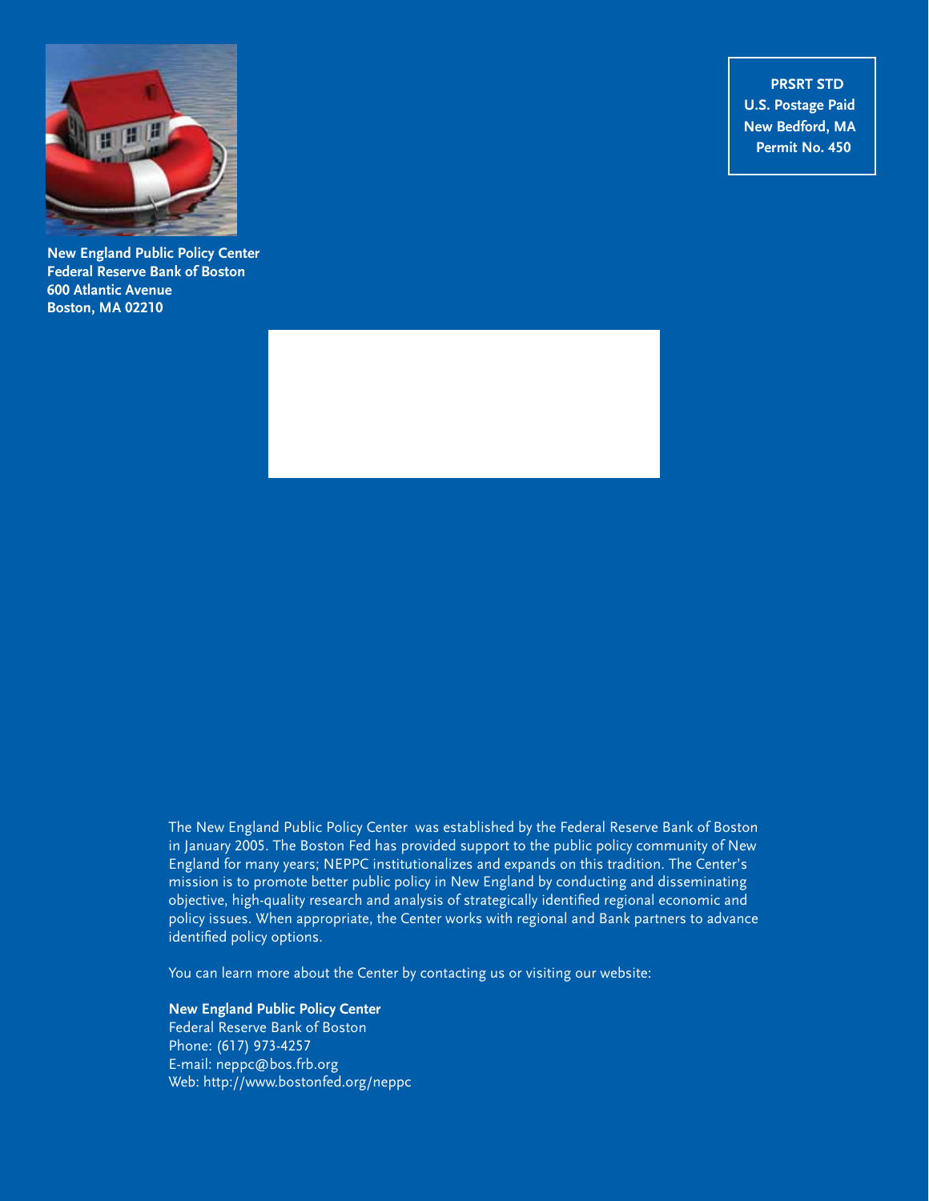**New England Public Policy Center**
**Federal Reserve Bank of Boston**
**600 Atlantic Avenue**
**Boston, MA 02210**

**PRSRT STD**
**U.S. Postage Paid**
**New Bedford, MA**
**Permit No. 450**

The New England Public Policy Center was established by the Federal Reserve Bank of Boston in January 2005. The Boston Fed has provided support to the public policy community of New England for many years; NEPPC institutionalizes and expands on this tradition. The Center's mission is to promote better public policy in New England by conducting and disseminating objective, high-quality research and analysis of strategically identified regional economic and policy issues. When appropriate, the Center works with regional and Bank partners to advance identified policy options.

You can learn more about the Center by contacting us or visiting our website:

**New England Public Policy Center**
Federal Reserve Bank of Boston
Phone: (617) 973-4257
E-mail: neppc@bos.frb.org
Web: http://www.bostonfed.org/neppc